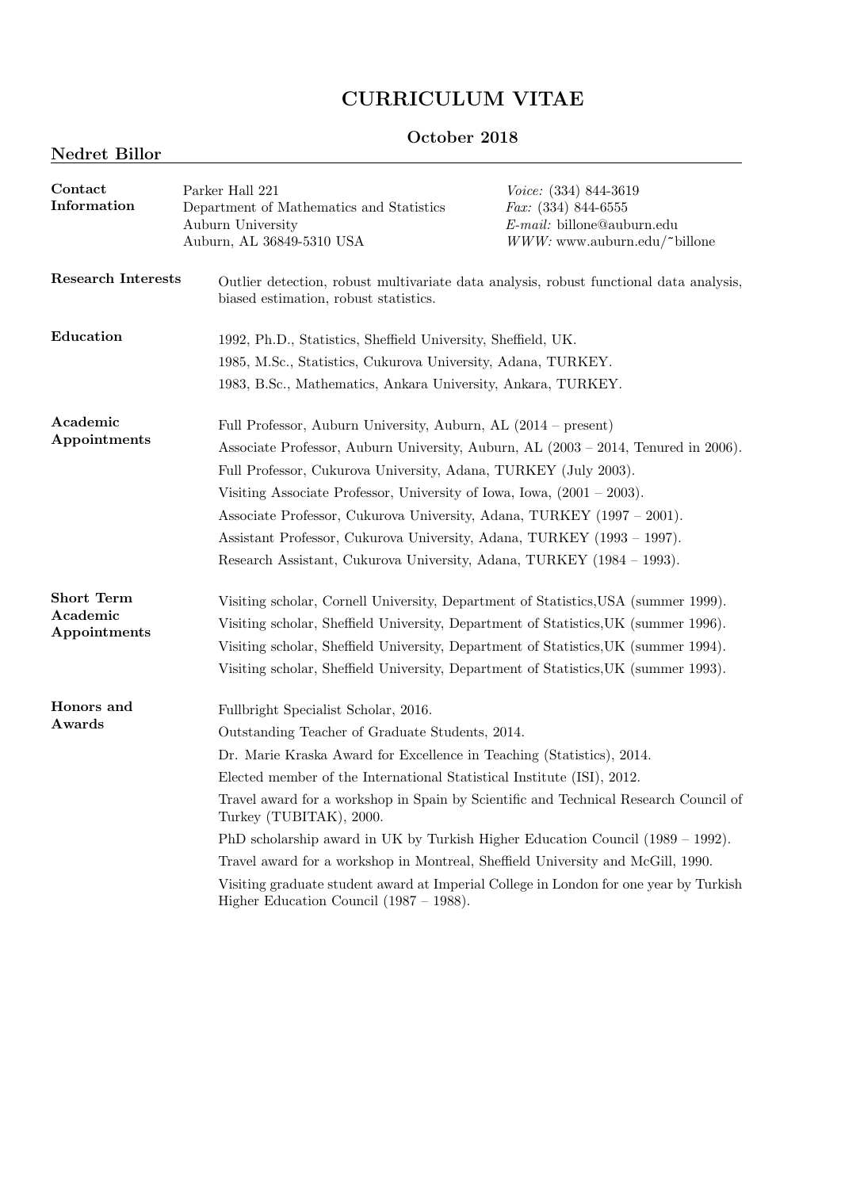# CURRICULUM VITAE

### October 2018

## Nedret Billor

**Contact Information**

Parker Hall 221
Department of Mathematics and Statistics
Auburn University
Auburn, AL 36849-5310 USA

*Voice:* (334) 844-3619
*Fax:* (334) 844-6555
*E-mail:* billone@auburn.edu
*WWW:* www.auburn.edu/~billone

**Research Interests**

Outlier detection, robust multivariate data analysis, robust functional data analysis, biased estimation, robust statistics.

**Education**

1992, Ph.D., Statistics, Sheffield University, Sheffield, UK.

1985, M.Sc., Statistics, Cukurova University, Adana, TURKEY.

1983, B.Sc., Mathematics, Ankara University, Ankara, TURKEY.

**Academic Appointments**

Full Professor, Auburn University, Auburn, AL (2014 – present)

Associate Professor, Auburn University, Auburn, AL (2003 – 2014, Tenured in 2006).

Full Professor, Cukurova University, Adana, TURKEY (July 2003).

Visiting Associate Professor, University of Iowa, Iowa, (2001 – 2003).

Associate Professor, Cukurova University, Adana, TURKEY (1997 – 2001).

Assistant Professor, Cukurova University, Adana, TURKEY (1993 – 1997).

Research Assistant, Cukurova University, Adana, TURKEY (1984 – 1993).

**Short Term Academic Appointments**

Visiting scholar, Cornell University, Department of Statistics,USA (summer 1999).

Visiting scholar, Sheffield University, Department of Statistics,UK (summer 1996).

Visiting scholar, Sheffield University, Department of Statistics,UK (summer 1994).

Visiting scholar, Sheffield University, Department of Statistics,UK (summer 1993).

**Honors and Awards**

Fullbright Specialist Scholar, 2016.

Outstanding Teacher of Graduate Students, 2014.

Dr. Marie Kraska Award for Excellence in Teaching (Statistics), 2014.

Elected member of the International Statistical Institute (ISI), 2012.

Travel award for a workshop in Spain by Scientific and Technical Research Council of Turkey (TUBITAK), 2000.

PhD scholarship award in UK by Turkish Higher Education Council (1989 – 1992).

Travel award for a workshop in Montreal, Sheffield University and McGill, 1990.

Visiting graduate student award at Imperial College in London for one year by Turkish Higher Education Council (1987 – 1988).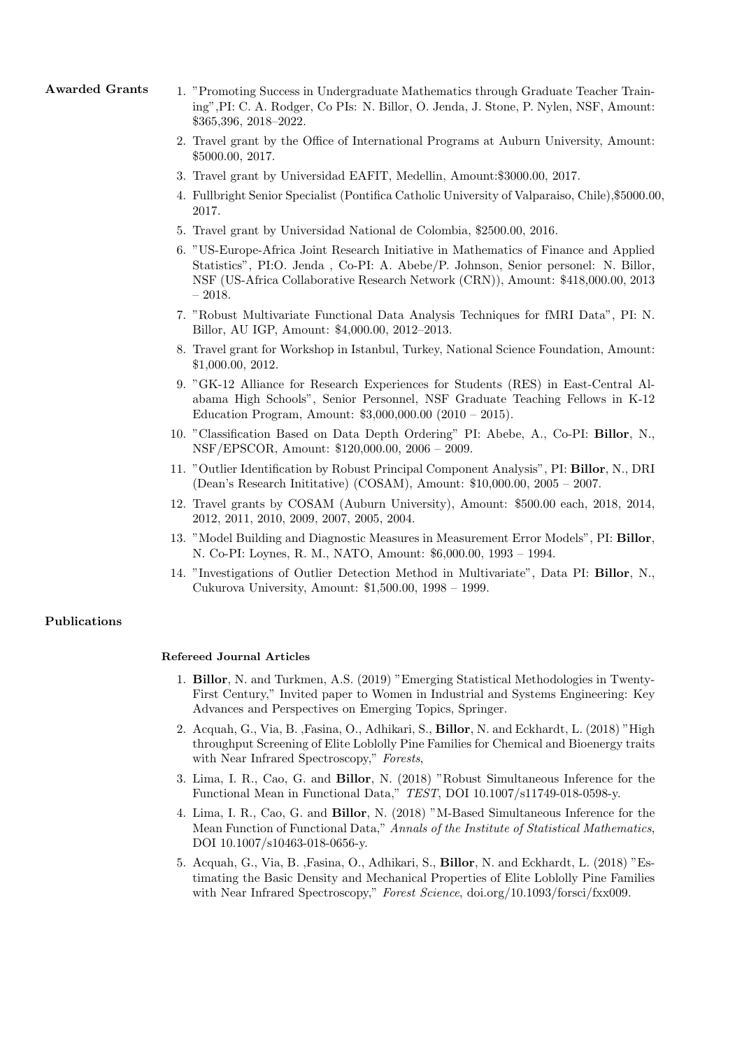**Awarded Grants**

1. "Promoting Success in Undergraduate Mathematics through Graduate Teacher Training",PI: C. A. Rodger, Co PIs: N. Billor, O. Jenda, J. Stone, P. Nylen, NSF, Amount: $365,396, 2018–2022.
2. Travel grant by the Office of International Programs at Auburn University, Amount: $5000.00, 2017.
3. Travel grant by Universidad EAFIT, Medellin, Amount:$3000.00, 2017.
4. Fullbright Senior Specialist (Pontifica Catholic University of Valparaiso, Chile),$5000.00, 2017.
5. Travel grant by Universidad National de Colombia, $2500.00, 2016.
6. "US-Europe-Africa Joint Research Initiative in Mathematics of Finance and Applied Statistics", PI:O. Jenda , Co-PI: A. Abebe/P. Johnson, Senior personel: N. Billor, NSF (US-Africa Collaborative Research Network (CRN)), Amount: $418,000.00, 2013 – 2018.
7. "Robust Multivariate Functional Data Analysis Techniques for fMRI Data", PI: N. Billor, AU IGP, Amount: $4,000.00, 2012–2013.
8. Travel grant for Workshop in Istanbul, Turkey, National Science Foundation, Amount: $1,000.00, 2012.
9. "GK-12 Alliance for Research Experiences for Students (RES) in East-Central Alabama High Schools", Senior Personnel, NSF Graduate Teaching Fellows in K-12 Education Program, Amount: $3,000,000.00 (2010 – 2015).
10. "Classification Based on Data Depth Ordering" PI: Abebe, A., Co-PI: **Billor**, N., NSF/EPSCOR, Amount: $120,000.00, 2006 – 2009.
11. "Outlier Identification by Robust Principal Component Analysis", PI: **Billor**, N., DRI (Dean's Research Inititative) (COSAM), Amount: $10,000.00, 2005 – 2007.
12. Travel grants by COSAM (Auburn University), Amount: $500.00 each, 2018, 2014, 2012, 2011, 2010, 2009, 2007, 2005, 2004.
13. "Model Building and Diagnostic Measures in Measurement Error Models", PI: **Billor**, N. Co-PI: Loynes, R. M., NATO, Amount: $6,000.00, 1993 – 1994.
14. "Investigations of Outlier Detection Method in Multivariate", Data PI: **Billor**, N., Cukurova University, Amount: $1,500.00, 1998 – 1999.

**Publications**

**Refereed Journal Articles**

1. **Billor**, N. and Turkmen, A.S. (2019) "Emerging Statistical Methodologies in Twenty-First Century," Invited paper to Women in Industrial and Systems Engineering: Key Advances and Perspectives on Emerging Topics, Springer.
2. Acquah, G., Via, B. ,Fasina, O., Adhikari, S., **Billor**, N. and Eckhardt, L. (2018) "High throughput Screening of Elite Loblolly Pine Families for Chemical and Bioenergy traits with Near Infrared Spectroscopy," *Forests*,
3. Lima, I. R., Cao, G. and **Billor**, N. (2018) "Robust Simultaneous Inference for the Functional Mean in Functional Data," *TEST*, DOI 10.1007/s11749-018-0598-y.
4. Lima, I. R., Cao, G. and **Billor**, N. (2018) "M-Based Simultaneous Inference for the Mean Function of Functional Data," *Annals of the Institute of Statistical Mathematics*, DOI 10.1007/s10463-018-0656-y.
5. Acquah, G., Via, B. ,Fasina, O., Adhikari, S., **Billor**, N. and Eckhardt, L. (2018) "Estimating the Basic Density and Mechanical Properties of Elite Loblolly Pine Families with Near Infrared Spectroscopy," *Forest Science*, doi.org/10.1093/forsci/fxx009.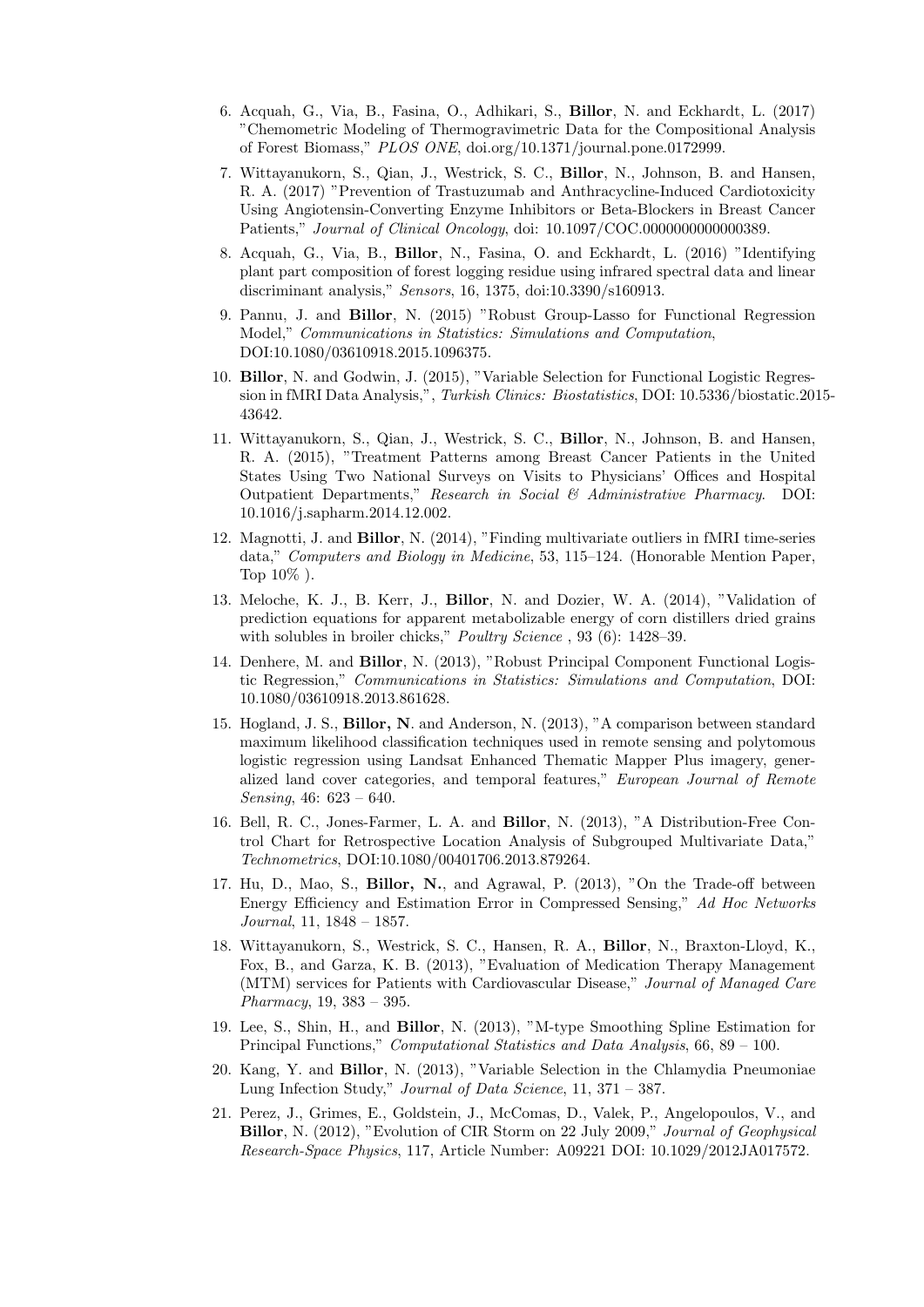6. Acquah, G., Via, B., Fasina, O., Adhikari, S., **Billor**, N. and Eckhardt, L. (2017) "Chemometric Modeling of Thermogravimetric Data for the Compositional Analysis of Forest Biomass," *PLOS ONE*, doi.org/10.1371/journal.pone.0172999.

7. Wittayanukorn, S., Qian, J., Westrick, S. C., **Billor**, N., Johnson, B. and Hansen, R. A. (2017) "Prevention of Trastuzumab and Anthracycline-Induced Cardiotoxicity Using Angiotensin-Converting Enzyme Inhibitors or Beta-Blockers in Breast Cancer Patients," *Journal of Clinical Oncology*, doi: 10.1097/COC.0000000000000389.

8. Acquah, G., Via, B., **Billor**, N., Fasina, O. and Eckhardt, L. (2016) "Identifying plant part composition of forest logging residue using infrared spectral data and linear discriminant analysis," *Sensors*, 16, 1375, doi:10.3390/s160913.

9. Pannu, J. and **Billor**, N. (2015) "Robust Group-Lasso for Functional Regression Model," *Communications in Statistics: Simulations and Computation*, DOI:10.1080/03610918.2015.1096375.

10. **Billor**, N. and Godwin, J. (2015), "Variable Selection for Functional Logistic Regression in fMRI Data Analysis,", *Turkish Clinics: Biostatistics*, DOI: 10.5336/biostatic.2015-43642.

11. Wittayanukorn, S., Qian, J., Westrick, S. C., **Billor**, N., Johnson, B. and Hansen, R. A. (2015), "Treatment Patterns among Breast Cancer Patients in the United States Using Two National Surveys on Visits to Physicians' Offices and Hospital Outpatient Departments," *Research in Social & Administrative Pharmacy*. DOI: 10.1016/j.sapharm.2014.12.002.

12. Magnotti, J. and **Billor**, N. (2014), "Finding multivariate outliers in fMRI time-series data," *Computers and Biology in Medicine*, 53, 115–124. (Honorable Mention Paper, Top 10% ).

13. Meloche, K. J., B. Kerr, J., **Billor**, N. and Dozier, W. A. (2014), "Validation of prediction equations for apparent metabolizable energy of corn distillers dried grains with solubles in broiler chicks," *Poultry Science* , 93 (6): 1428–39.

14. Denhere, M. and **Billor**, N. (2013), "Robust Principal Component Functional Logistic Regression," *Communications in Statistics: Simulations and Computation*, DOI: 10.1080/03610918.2013.861628.

15. Hogland, J. S., **Billor, N**. and Anderson, N. (2013), "A comparison between standard maximum likelihood classification techniques used in remote sensing and polytomous logistic regression using Landsat Enhanced Thematic Mapper Plus imagery, generalized land cover categories, and temporal features," *European Journal of Remote Sensing*, 46: 623 – 640.

16. Bell, R. C., Jones-Farmer, L. A. and **Billor**, N. (2013), "A Distribution-Free Control Chart for Retrospective Location Analysis of Subgrouped Multivariate Data," *Technometrics*, DOI:10.1080/00401706.2013.879264.

17. Hu, D., Mao, S., **Billor, N.**, and Agrawal, P. (2013), "On the Trade-off between Energy Efficiency and Estimation Error in Compressed Sensing," *Ad Hoc Networks Journal*, 11, 1848 – 1857.

18. Wittayanukorn, S., Westrick, S. C., Hansen, R. A., **Billor**, N., Braxton-Lloyd, K., Fox, B., and Garza, K. B. (2013), "Evaluation of Medication Therapy Management (MTM) services for Patients with Cardiovascular Disease," *Journal of Managed Care Pharmacy*, 19, 383 – 395.

19. Lee, S., Shin, H., and **Billor**, N. (2013), "M-type Smoothing Spline Estimation for Principal Functions," *Computational Statistics and Data Analysis*, 66, 89 – 100.

20. Kang, Y. and **Billor**, N. (2013), "Variable Selection in the Chlamydia Pneumoniae Lung Infection Study," *Journal of Data Science*, 11, 371 – 387.

21. Perez, J., Grimes, E., Goldstein, J., McComas, D., Valek, P., Angelopoulos, V., and **Billor**, N. (2012), "Evolution of CIR Storm on 22 July 2009," *Journal of Geophysical Research-Space Physics*, 117, Article Number: A09221 DOI: 10.1029/2012JA017572.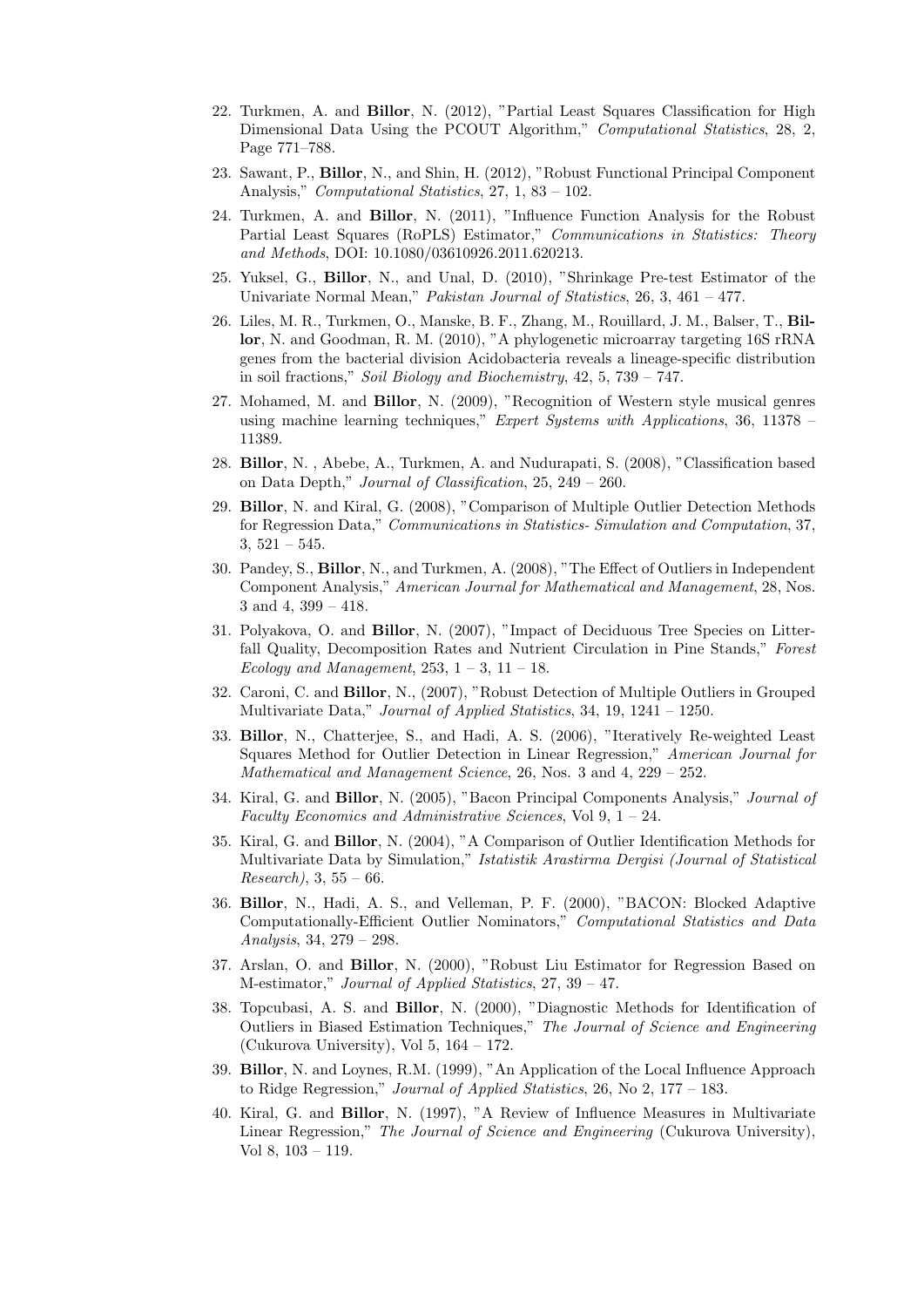22. Turkmen, A. and **Billor**, N. (2012), "Partial Least Squares Classification for High Dimensional Data Using the PCOUT Algorithm," *Computational Statistics*, 28, 2, Page 771–788.

23. Sawant, P., **Billor**, N., and Shin, H. (2012), "Robust Functional Principal Component Analysis," *Computational Statistics*, 27, 1, 83 – 102.

24. Turkmen, A. and **Billor**, N. (2011), "Influence Function Analysis for the Robust Partial Least Squares (RoPLS) Estimator," *Communications in Statistics: Theory and Methods*, DOI: 10.1080/03610926.2011.620213.

25. Yuksel, G., **Billor**, N., and Unal, D. (2010), "Shrinkage Pre-test Estimator of the Univariate Normal Mean," *Pakistan Journal of Statistics*, 26, 3, 461 – 477.

26. Liles, M. R., Turkmen, O., Manske, B. F., Zhang, M., Rouillard, J. M., Balser, T., **Billor**, N. and Goodman, R. M. (2010), "A phylogenetic microarray targeting 16S rRNA genes from the bacterial division Acidobacteria reveals a lineage-specific distribution in soil fractions," *Soil Biology and Biochemistry*, 42, 5, 739 – 747.

27. Mohamed, M. and **Billor**, N. (2009), "Recognition of Western style musical genres using machine learning techniques," *Expert Systems with Applications*, 36, 11378 – 11389.

28. **Billor**, N. , Abebe, A., Turkmen, A. and Nudurapati, S. (2008), "Classification based on Data Depth," *Journal of Classification*, 25, 249 – 260.

29. **Billor**, N. and Kiral, G. (2008), "Comparison of Multiple Outlier Detection Methods for Regression Data," *Communications in Statistics- Simulation and Computation*, 37, 3, 521 – 545.

30. Pandey, S., **Billor**, N., and Turkmen, A. (2008), "The Effect of Outliers in Independent Component Analysis," *American Journal for Mathematical and Management*, 28, Nos. 3 and 4, 399 – 418.

31. Polyakova, O. and **Billor**, N. (2007), "Impact of Deciduous Tree Species on Litterfall Quality, Decomposition Rates and Nutrient Circulation in Pine Stands," *Forest Ecology and Management*, 253, 1 – 3, 11 – 18.

32. Caroni, C. and **Billor**, N., (2007), "Robust Detection of Multiple Outliers in Grouped Multivariate Data," *Journal of Applied Statistics*, 34, 19, 1241 – 1250.

33. **Billor**, N., Chatterjee, S., and Hadi, A. S. (2006), "Iteratively Re-weighted Least Squares Method for Outlier Detection in Linear Regression," *American Journal for Mathematical and Management Science*, 26, Nos. 3 and 4, 229 – 252.

34. Kiral, G. and **Billor**, N. (2005), "Bacon Principal Components Analysis," *Journal of Faculty Economics and Administrative Sciences*, Vol 9, 1 – 24.

35. Kiral, G. and **Billor**, N. (2004), "A Comparison of Outlier Identification Methods for Multivariate Data by Simulation," *Istatistik Arastirma Dergisi (Journal of Statistical Research)*, 3, 55 – 66.

36. **Billor**, N., Hadi, A. S., and Velleman, P. F. (2000), "BACON: Blocked Adaptive Computationally-Efficient Outlier Nominators," *Computational Statistics and Data Analysis*, 34, 279 – 298.

37. Arslan, O. and **Billor**, N. (2000), "Robust Liu Estimator for Regression Based on M-estimator," *Journal of Applied Statistics*, 27, 39 – 47.

38. Topcubasi, A. S. and **Billor**, N. (2000), "Diagnostic Methods for Identification of Outliers in Biased Estimation Techniques," *The Journal of Science and Engineering* (Cukurova University), Vol 5, 164 – 172.

39. **Billor**, N. and Loynes, R.M. (1999), "An Application of the Local Influence Approach to Ridge Regression," *Journal of Applied Statistics*, 26, No 2, 177 – 183.

40. Kiral, G. and **Billor**, N. (1997), "A Review of Influence Measures in Multivariate Linear Regression," *The Journal of Science and Engineering* (Cukurova University), Vol 8, 103 – 119.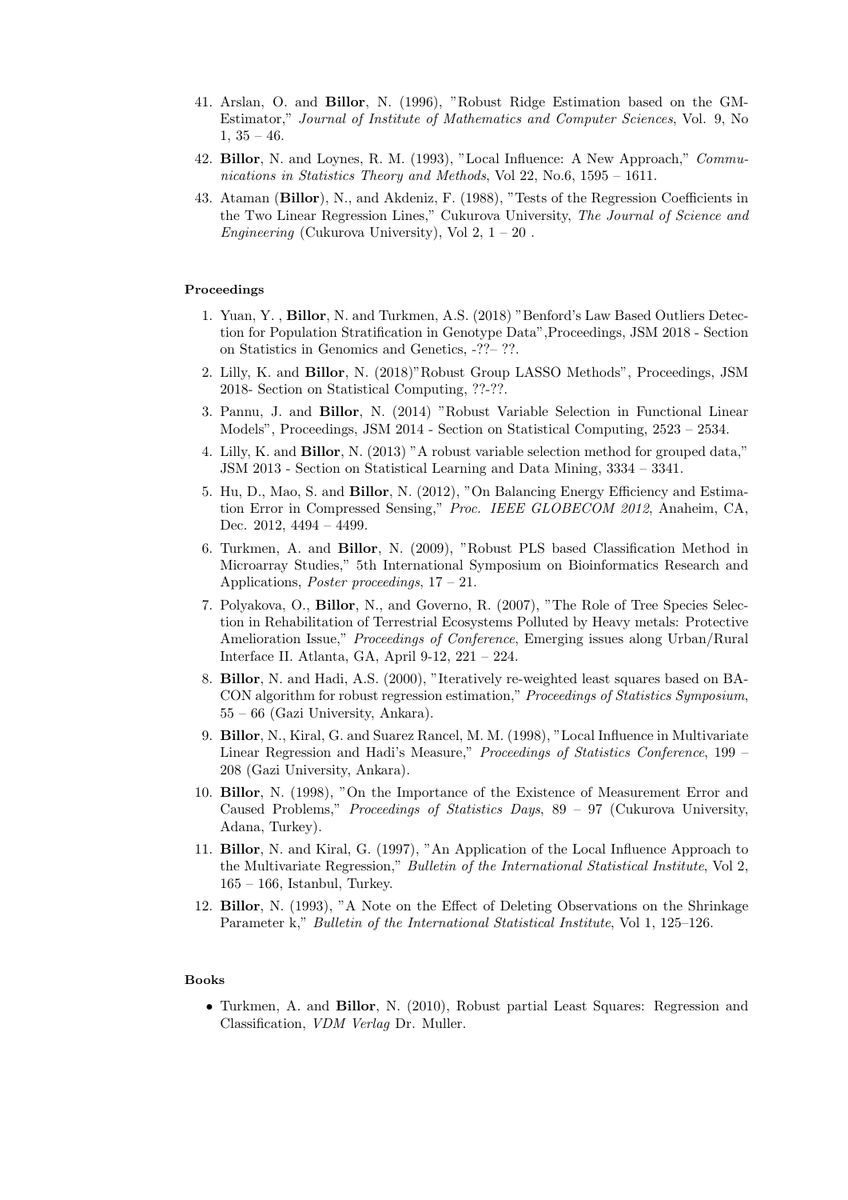41. Arslan, O. and **Billor**, N. (1996), "Robust Ridge Estimation based on the GM-Estimator," *Journal of Institute of Mathematics and Computer Sciences*, Vol. 9, No 1, 35 – 46.
42. **Billor**, N. and Loynes, R. M. (1993), "Local Influence: A New Approach," *Communications in Statistics Theory and Methods*, Vol 22, No.6, 1595 – 1611.
43. Ataman (**Billor**), N., and Akdeniz, F. (1988), "Tests of the Regression Coefficients in the Two Linear Regression Lines," Cukurova University, *The Journal of Science and Engineering* (Cukurova University), Vol 2, 1 – 20 .

### Proceedings

1. Yuan, Y. , **Billor**, N. and Turkmen, A.S. (2018) "Benford's Law Based Outliers Detection for Population Stratification in Genotype Data",Proceedings, JSM 2018 - Section on Statistics in Genomics and Genetics, -??– ??.
2. Lilly, K. and **Billor**, N. (2018)"Robust Group LASSO Methods", Proceedings, JSM 2018- Section on Statistical Computing, ??-??.
3. Pannu, J. and **Billor**, N. (2014) "Robust Variable Selection in Functional Linear Models", Proceedings, JSM 2014 - Section on Statistical Computing, 2523 – 2534.
4. Lilly, K. and **Billor**, N. (2013) "A robust variable selection method for grouped data," JSM 2013 - Section on Statistical Learning and Data Mining, 3334 – 3341.
5. Hu, D., Mao, S. and **Billor**, N. (2012), "On Balancing Energy Efficiency and Estimation Error in Compressed Sensing," *Proc. IEEE GLOBECOM 2012*, Anaheim, CA, Dec. 2012, 4494 – 4499.
6. Turkmen, A. and **Billor**, N. (2009), "Robust PLS based Classification Method in Microarray Studies," 5th International Symposium on Bioinformatics Research and Applications, *Poster proceedings*, 17 – 21.
7. Polyakova, O., **Billor**, N., and Governo, R. (2007), "The Role of Tree Species Selection in Rehabilitation of Terrestrial Ecosystems Polluted by Heavy metals: Protective Amelioration Issue," *Proceedings of Conference*, Emerging issues along Urban/Rural Interface II. Atlanta, GA, April 9-12, 221 – 224.
8. **Billor**, N. and Hadi, A.S. (2000), "Iteratively re-weighted least squares based on BACON algorithm for robust regression estimation," *Proceedings of Statistics Symposium*, 55 – 66 (Gazi University, Ankara).
9. **Billor**, N., Kiral, G. and Suarez Rancel, M. M. (1998), "Local Influence in Multivariate Linear Regression and Hadi's Measure," *Proceedings of Statistics Conference*, 199 – 208 (Gazi University, Ankara).
10. **Billor**, N. (1998), "On the Importance of the Existence of Measurement Error and Caused Problems," *Proceedings of Statistics Days*, 89 – 97 (Cukurova University, Adana, Turkey).
11. **Billor**, N. and Kiral, G. (1997), "An Application of the Local Influence Approach to the Multivariate Regression," *Bulletin of the International Statistical Institute*, Vol 2, 165 – 166, Istanbul, Turkey.
12. **Billor**, N. (1993), "A Note on the Effect of Deleting Observations on the Shrinkage Parameter k," *Bulletin of the International Statistical Institute*, Vol 1, 125–126.

### Books

- Turkmen, A. and **Billor**, N. (2010), Robust partial Least Squares: Regression and Classification, *VDM Verlag* Dr. Muller.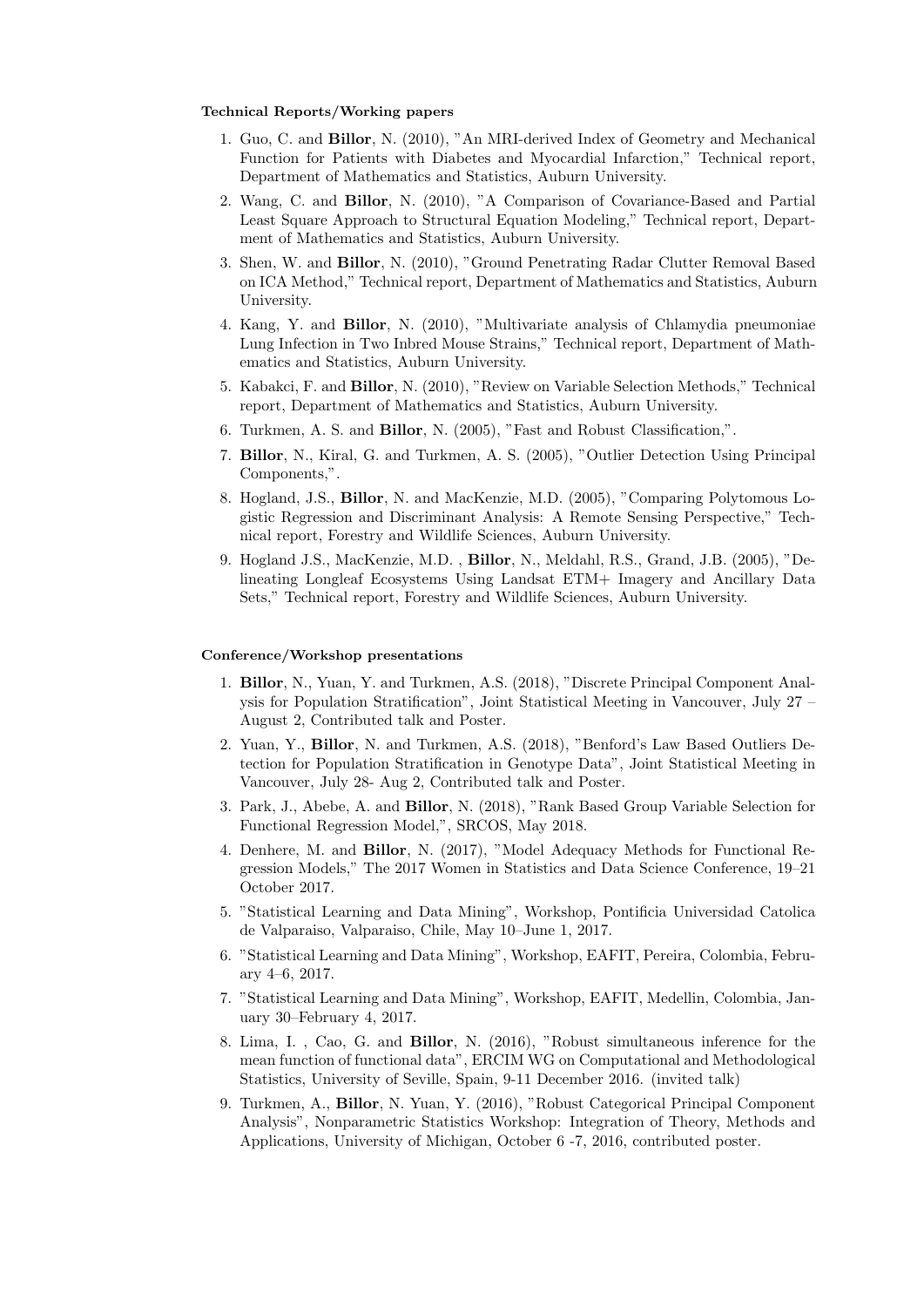**Technical Reports/Working papers**

1. Guo, C. and **Billor**, N. (2010), "An MRI-derived Index of Geometry and Mechanical Function for Patients with Diabetes and Myocardial Infarction," Technical report, Department of Mathematics and Statistics, Auburn University.
2. Wang, C. and **Billor**, N. (2010), "A Comparison of Covariance-Based and Partial Least Square Approach to Structural Equation Modeling," Technical report, Department of Mathematics and Statistics, Auburn University.
3. Shen, W. and **Billor**, N. (2010), "Ground Penetrating Radar Clutter Removal Based on ICA Method," Technical report, Department of Mathematics and Statistics, Auburn University.
4. Kang, Y. and **Billor**, N. (2010), "Multivariate analysis of Chlamydia pneumoniae Lung Infection in Two Inbred Mouse Strains," Technical report, Department of Mathematics and Statistics, Auburn University.
5. Kabakci, F. and **Billor**, N. (2010), "Review on Variable Selection Methods," Technical report, Department of Mathematics and Statistics, Auburn University.
6. Turkmen, A. S. and **Billor**, N. (2005), "Fast and Robust Classification,".
7. **Billor**, N., Kiral, G. and Turkmen, A. S. (2005), "Outlier Detection Using Principal Components,".
8. Hogland, J.S., **Billor**, N. and MacKenzie, M.D. (2005), "Comparing Polytomous Logistic Regression and Discriminant Analysis: A Remote Sensing Perspective," Technical report, Forestry and Wildlife Sciences, Auburn University.
9. Hogland J.S., MacKenzie, M.D. , **Billor**, N., Meldahl, R.S., Grand, J.B. (2005), "Delineating Longleaf Ecosystems Using Landsat ETM+ Imagery and Ancillary Data Sets," Technical report, Forestry and Wildlife Sciences, Auburn University.

**Conference/Workshop presentations**

1. **Billor**, N., Yuan, Y. and Turkmen, A.S. (2018), "Discrete Principal Component Analysis for Population Stratification", Joint Statistical Meeting in Vancouver, July 27 – August 2, Contributed talk and Poster.
2. Yuan, Y., **Billor**, N. and Turkmen, A.S. (2018), "Benford's Law Based Outliers Detection for Population Stratification in Genotype Data", Joint Statistical Meeting in Vancouver, July 28- Aug 2, Contributed talk and Poster.
3. Park, J., Abebe, A. and **Billor**, N. (2018), "Rank Based Group Variable Selection for Functional Regression Model,", SRCOS, May 2018.
4. Denhere, M. and **Billor**, N. (2017), "Model Adequacy Methods for Functional Regression Models," The 2017 Women in Statistics and Data Science Conference, 19–21 October 2017.
5. "Statistical Learning and Data Mining", Workshop, Pontificia Universidad Catolica de Valparaiso, Valparaiso, Chile, May 10–June 1, 2017.
6. "Statistical Learning and Data Mining", Workshop, EAFIT, Pereira, Colombia, February 4–6, 2017.
7. "Statistical Learning and Data Mining", Workshop, EAFIT, Medellin, Colombia, January 30–February 4, 2017.
8. Lima, I. , Cao, G. and **Billor**, N. (2016), "Robust simultaneous inference for the mean function of functional data", ERCIM WG on Computational and Methodological Statistics, University of Seville, Spain, 9-11 December 2016. (invited talk)
9. Turkmen, A., **Billor**, N. Yuan, Y. (2016), "Robust Categorical Principal Component Analysis", Nonparametric Statistics Workshop: Integration of Theory, Methods and Applications, University of Michigan, October 6 -7, 2016, contributed poster.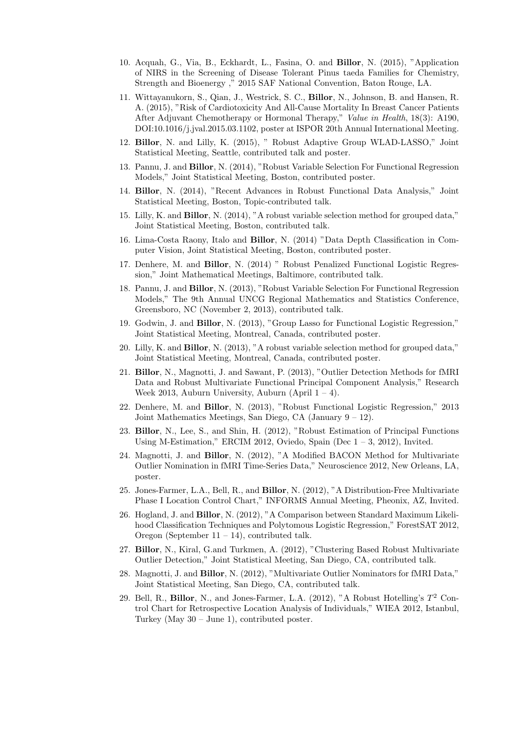10. Acquah, G., Via, B., Eckhardt, L., Fasina, O. and **Billor**, N. (2015), "Application of NIRS in the Screening of Disease Tolerant Pinus taeda Families for Chemistry, Strength and Bioenergy ," 2015 SAF National Convention, Baton Rouge, LA.

11. Wittayanukorn, S., Qian, J., Westrick, S. C., **Billor**, N., Johnson, B. and Hansen, R. A. (2015), "Risk of Cardiotoxicity And All-Cause Mortality In Breast Cancer Patients After Adjuvant Chemotherapy or Hormonal Therapy," *Value in Health*, 18(3): A190, DOI:10.1016/j.jval.2015.03.1102, poster at ISPOR 20th Annual International Meeting.

12. **Billor**, N. and Lilly, K. (2015), " Robust Adaptive Group WLAD-LASSO," Joint Statistical Meeting, Seattle, contributed talk and poster.

13. Pannu, J. and **Billor**, N. (2014), "Robust Variable Selection For Functional Regression Models," Joint Statistical Meeting, Boston, contributed poster.

14. **Billor**, N. (2014), "Recent Advances in Robust Functional Data Analysis," Joint Statistical Meeting, Boston, Topic-contributed talk.

15. Lilly, K. and **Billor**, N. (2014), "A robust variable selection method for grouped data," Joint Statistical Meeting, Boston, contributed talk.

16. Lima-Costa Raony, Italo and **Billor**, N. (2014) "Data Depth Classification in Computer Vision, Joint Statistical Meeting, Boston, contributed poster.

17. Denhere, M. and **Billor**, N. (2014) " Robust Penalized Functional Logistic Regression," Joint Mathematical Meetings, Baltimore, contributed talk.

18. Pannu, J. and **Billor**, N. (2013), "Robust Variable Selection For Functional Regression Models," The 9th Annual UNCG Regional Mathematics and Statistics Conference, Greensboro, NC (November 2, 2013), contributed talk.

19. Godwin, J. and **Billor**, N. (2013), "Group Lasso for Functional Logistic Regression," Joint Statistical Meeting, Montreal, Canada, contributed poster.

20. Lilly, K. and **Billor**, N. (2013), "A robust variable selection method for grouped data," Joint Statistical Meeting, Montreal, Canada, contributed poster.

21. **Billor**, N., Magnotti, J. and Sawant, P. (2013), "Outlier Detection Methods for fMRI Data and Robust Multivariate Functional Principal Component Analysis," Research Week 2013, Auburn University, Auburn (April 1 – 4).

22. Denhere, M. and **Billor**, N. (2013), "Robust Functional Logistic Regression," 2013 Joint Mathematics Meetings, San Diego, CA (January 9 – 12).

23. **Billor**, N., Lee, S., and Shin, H. (2012), "Robust Estimation of Principal Functions Using M-Estimation," ERCIM 2012, Oviedo, Spain (Dec 1 – 3, 2012), Invited.

24. Magnotti, J. and **Billor**, N. (2012), "A Modified BACON Method for Multivariate Outlier Nomination in fMRI Time-Series Data," Neuroscience 2012, New Orleans, LA, poster.

25. Jones-Farmer, L.A., Bell, R., and **Billor**, N. (2012), "A Distribution-Free Multivariate Phase I Location Control Chart," INFORMS Annual Meeting, Pheonix, AZ, Invited.

26. Hogland, J. and **Billor**, N. (2012), "A Comparison between Standard Maximum Likelihood Classification Techniques and Polytomous Logistic Regression," ForestSAT 2012, Oregon (September 11 – 14), contributed talk.

27. **Billor**, N., Kiral, G.and Turkmen, A. (2012), "Clustering Based Robust Multivariate Outlier Detection," Joint Statistical Meeting, San Diego, CA, contributed talk.

28. Magnotti, J. and **Billor**, N. (2012), "Multivariate Outlier Nominators for fMRI Data," Joint Statistical Meeting, San Diego, CA, contributed talk.

29. Bell, R., **Billor**, N., and Jones-Farmer, L.A. (2012), "A Robust Hotelling's $T^2$ Control Chart for Retrospective Location Analysis of Individuals," WIEA 2012, Istanbul, Turkey (May 30 – June 1), contributed poster.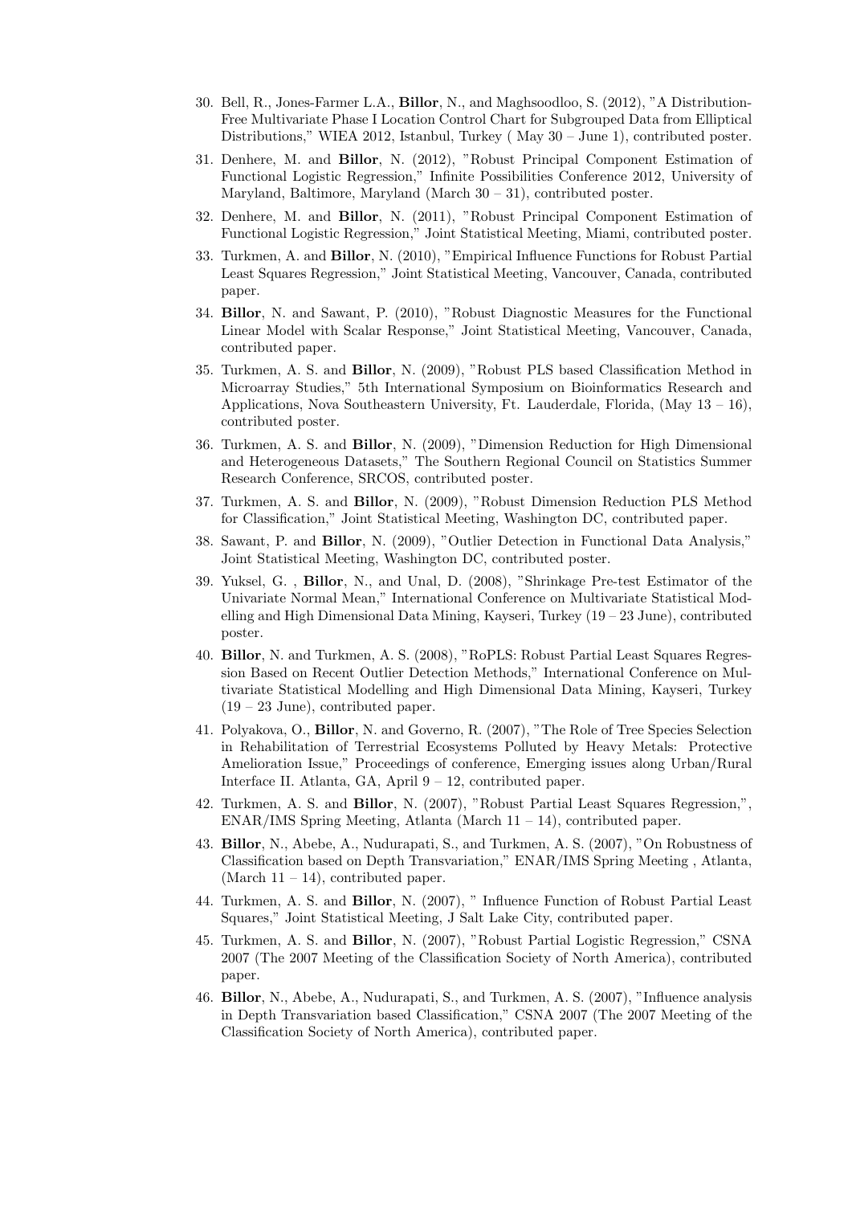30. Bell, R., Jones-Farmer L.A., **Billor**, N., and Maghsoodloo, S. (2012), "A Distribution-Free Multivariate Phase I Location Control Chart for Subgrouped Data from Elliptical Distributions," WIEA 2012, Istanbul, Turkey ( May 30 – June 1), contributed poster.
31. Denhere, M. and **Billor**, N. (2012), "Robust Principal Component Estimation of Functional Logistic Regression," Infinite Possibilities Conference 2012, University of Maryland, Baltimore, Maryland (March 30 – 31), contributed poster.
32. Denhere, M. and **Billor**, N. (2011), "Robust Principal Component Estimation of Functional Logistic Regression," Joint Statistical Meeting, Miami, contributed poster.
33. Turkmen, A. and **Billor**, N. (2010), "Empirical Influence Functions for Robust Partial Least Squares Regression," Joint Statistical Meeting, Vancouver, Canada, contributed paper.
34. **Billor**, N. and Sawant, P. (2010), "Robust Diagnostic Measures for the Functional Linear Model with Scalar Response," Joint Statistical Meeting, Vancouver, Canada, contributed paper.
35. Turkmen, A. S. and **Billor**, N. (2009), "Robust PLS based Classification Method in Microarray Studies," 5th International Symposium on Bioinformatics Research and Applications, Nova Southeastern University, Ft. Lauderdale, Florida, (May 13 – 16), contributed poster.
36. Turkmen, A. S. and **Billor**, N. (2009), "Dimension Reduction for High Dimensional and Heterogeneous Datasets," The Southern Regional Council on Statistics Summer Research Conference, SRCOS, contributed poster.
37. Turkmen, A. S. and **Billor**, N. (2009), "Robust Dimension Reduction PLS Method for Classification," Joint Statistical Meeting, Washington DC, contributed paper.
38. Sawant, P. and **Billor**, N. (2009), "Outlier Detection in Functional Data Analysis," Joint Statistical Meeting, Washington DC, contributed poster.
39. Yuksel, G. , **Billor**, N., and Unal, D. (2008), "Shrinkage Pre-test Estimator of the Univariate Normal Mean," International Conference on Multivariate Statistical Modelling and High Dimensional Data Mining, Kayseri, Turkey (19 – 23 June), contributed poster.
40. **Billor**, N. and Turkmen, A. S. (2008), "RoPLS: Robust Partial Least Squares Regression Based on Recent Outlier Detection Methods," International Conference on Multivariate Statistical Modelling and High Dimensional Data Mining, Kayseri, Turkey (19 – 23 June), contributed paper.
41. Polyakova, O., **Billor**, N. and Governo, R. (2007), "The Role of Tree Species Selection in Rehabilitation of Terrestrial Ecosystems Polluted by Heavy Metals: Protective Amelioration Issue," Proceedings of conference, Emerging issues along Urban/Rural Interface II. Atlanta, GA, April 9 – 12, contributed paper.
42. Turkmen, A. S. and **Billor**, N. (2007), "Robust Partial Least Squares Regression,", ENAR/IMS Spring Meeting, Atlanta (March 11 – 14), contributed paper.
43. **Billor**, N., Abebe, A., Nudurapati, S., and Turkmen, A. S. (2007), "On Robustness of Classification based on Depth Transvariation," ENAR/IMS Spring Meeting , Atlanta, (March 11 – 14), contributed paper.
44. Turkmen, A. S. and **Billor**, N. (2007), " Influence Function of Robust Partial Least Squares," Joint Statistical Meeting, J Salt Lake City, contributed paper.
45. Turkmen, A. S. and **Billor**, N. (2007), "Robust Partial Logistic Regression," CSNA 2007 (The 2007 Meeting of the Classification Society of North America), contributed paper.
46. **Billor**, N., Abebe, A., Nudurapati, S., and Turkmen, A. S. (2007), "Influence analysis in Depth Transvariation based Classification," CSNA 2007 (The 2007 Meeting of the Classification Society of North America), contributed paper.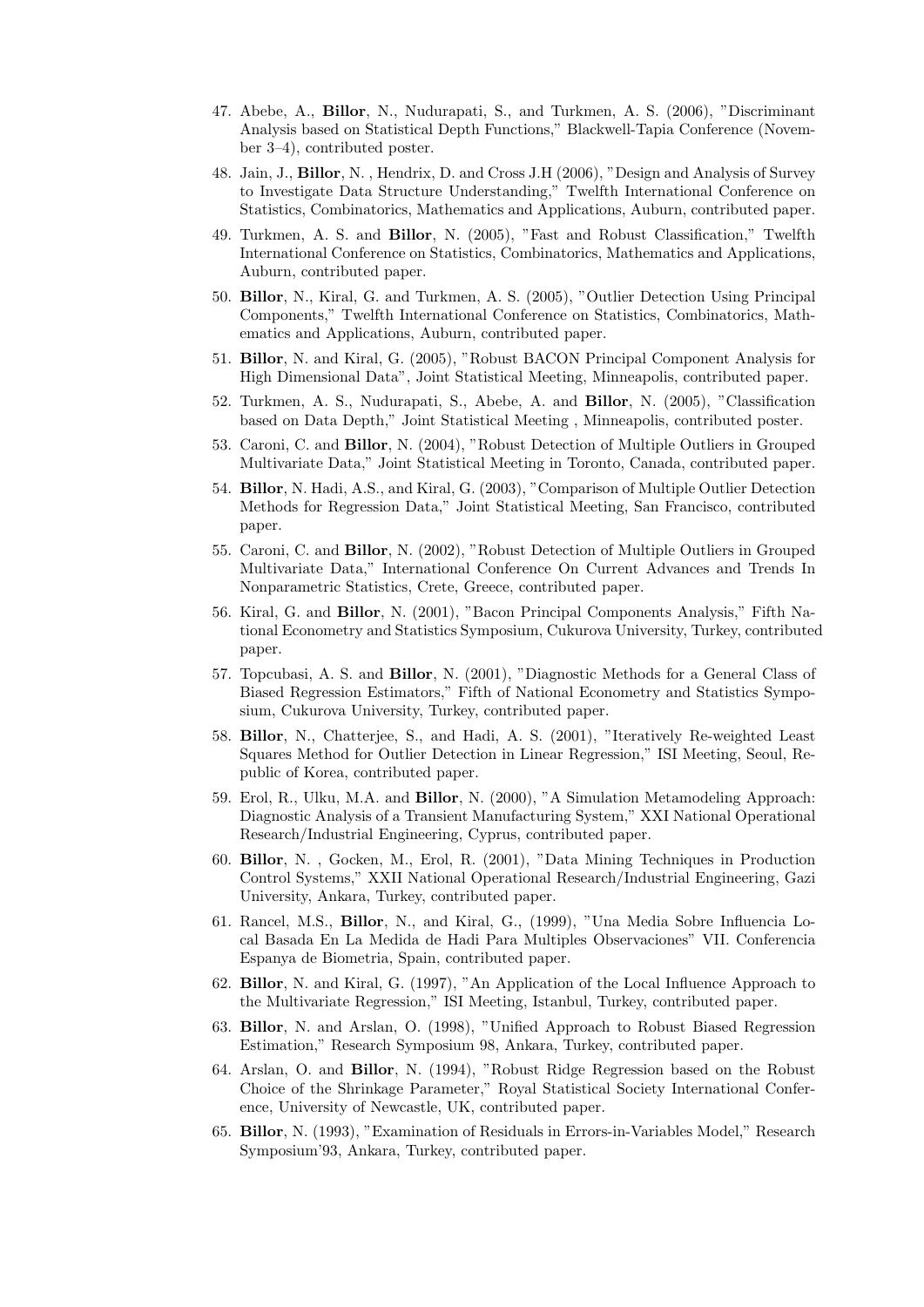47. Abebe, A., **Billor**, N., Nudurapati, S., and Turkmen, A. S. (2006), "Discriminant Analysis based on Statistical Depth Functions," Blackwell-Tapia Conference (November 3–4), contributed poster.

48. Jain, J., **Billor**, N. , Hendrix, D. and Cross J.H (2006), "Design and Analysis of Survey to Investigate Data Structure Understanding," Twelfth International Conference on Statistics, Combinatorics, Mathematics and Applications, Auburn, contributed paper.

49. Turkmen, A. S. and **Billor**, N. (2005), "Fast and Robust Classification," Twelfth International Conference on Statistics, Combinatorics, Mathematics and Applications, Auburn, contributed paper.

50. **Billor**, N., Kiral, G. and Turkmen, A. S. (2005), "Outlier Detection Using Principal Components," Twelfth International Conference on Statistics, Combinatorics, Mathematics and Applications, Auburn, contributed paper.

51. **Billor**, N. and Kiral, G. (2005), "Robust BACON Principal Component Analysis for High Dimensional Data", Joint Statistical Meeting, Minneapolis, contributed paper.

52. Turkmen, A. S., Nudurapati, S., Abebe, A. and **Billor**, N. (2005), "Classification based on Data Depth," Joint Statistical Meeting , Minneapolis, contributed poster.

53. Caroni, C. and **Billor**, N. (2004), "Robust Detection of Multiple Outliers in Grouped Multivariate Data," Joint Statistical Meeting in Toronto, Canada, contributed paper.

54. **Billor**, N. Hadi, A.S., and Kiral, G. (2003), "Comparison of Multiple Outlier Detection Methods for Regression Data," Joint Statistical Meeting, San Francisco, contributed paper.

55. Caroni, C. and **Billor**, N. (2002), "Robust Detection of Multiple Outliers in Grouped Multivariate Data," International Conference On Current Advances and Trends In Nonparametric Statistics, Crete, Greece, contributed paper.

56. Kiral, G. and **Billor**, N. (2001), "Bacon Principal Components Analysis," Fifth National Econometry and Statistics Symposium, Cukurova University, Turkey, contributed paper.

57. Topcubasi, A. S. and **Billor**, N. (2001), "Diagnostic Methods for a General Class of Biased Regression Estimators," Fifth of National Econometry and Statistics Symposium, Cukurova University, Turkey, contributed paper.

58. **Billor**, N., Chatterjee, S., and Hadi, A. S. (2001), "Iteratively Re-weighted Least Squares Method for Outlier Detection in Linear Regression," ISI Meeting, Seoul, Republic of Korea, contributed paper.

59. Erol, R., Ulku, M.A. and **Billor**, N. (2000), "A Simulation Metamodeling Approach: Diagnostic Analysis of a Transient Manufacturing System," XXI National Operational Research/Industrial Engineering, Cyprus, contributed paper.

60. **Billor**, N. , Gocken, M., Erol, R. (2001), "Data Mining Techniques in Production Control Systems," XXII National Operational Research/Industrial Engineering, Gazi University, Ankara, Turkey, contributed paper.

61. Rancel, M.S., **Billor**, N., and Kiral, G., (1999), "Una Media Sobre Influencia Local Basada En La Medida de Hadi Para Multiples Observaciones" VII. Conferencia Espanya de Biometria, Spain, contributed paper.

62. **Billor**, N. and Kiral, G. (1997), "An Application of the Local Influence Approach to the Multivariate Regression," ISI Meeting, Istanbul, Turkey, contributed paper.

63. **Billor**, N. and Arslan, O. (1998), "Unified Approach to Robust Biased Regression Estimation," Research Symposium 98, Ankara, Turkey, contributed paper.

64. Arslan, O. and **Billor**, N. (1994), "Robust Ridge Regression based on the Robust Choice of the Shrinkage Parameter," Royal Statistical Society International Conference, University of Newcastle, UK, contributed paper.

65. **Billor**, N. (1993), "Examination of Residuals in Errors-in-Variables Model," Research Symposium'93, Ankara, Turkey, contributed paper.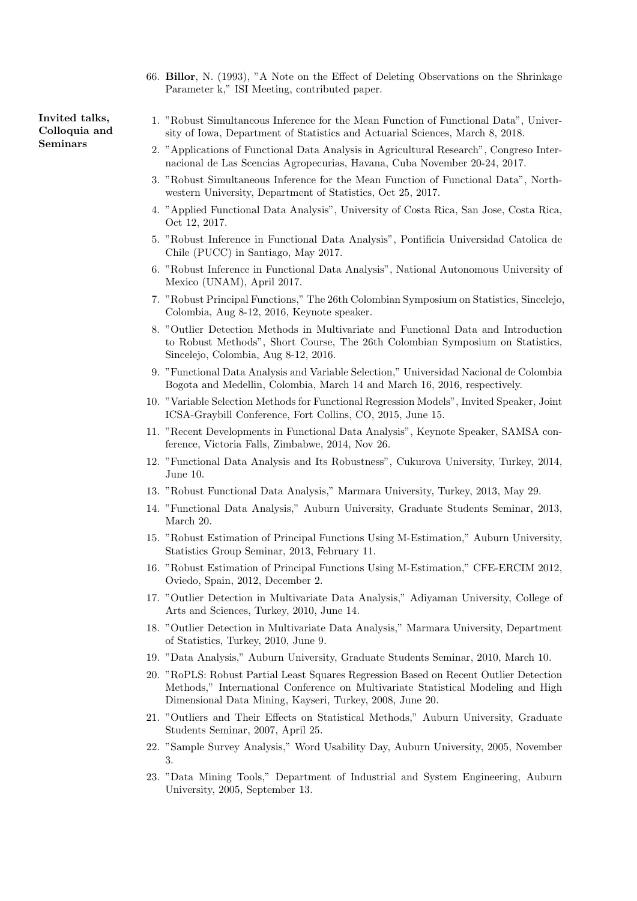66. **Billor**, N. (1993), "A Note on the Effect of Deleting Observations on the Shrinkage Parameter k," ISI Meeting, contributed paper.

**Invited talks, Colloquia and Seminars**

1. "Robust Simultaneous Inference for the Mean Function of Functional Data", University of Iowa, Department of Statistics and Actuarial Sciences, March 8, 2018.
2. "Applications of Functional Data Analysis in Agricultural Research", Congreso Internacional de Las Scencias Agropecurias, Havana, Cuba November 20-24, 2017.
3. "Robust Simultaneous Inference for the Mean Function of Functional Data", Northwestern University, Department of Statistics, Oct 25, 2017.
4. "Applied Functional Data Analysis", University of Costa Rica, San Jose, Costa Rica, Oct 12, 2017.
5. "Robust Inference in Functional Data Analysis", Pontificia Universidad Catolica de Chile (PUCC) in Santiago, May 2017.
6. "Robust Inference in Functional Data Analysis", National Autonomous University of Mexico (UNAM), April 2017.
7. "Robust Principal Functions," The 26th Colombian Symposium on Statistics, Sincelejo, Colombia, Aug 8-12, 2016, Keynote speaker.
8. "Outlier Detection Methods in Multivariate and Functional Data and Introduction to Robust Methods", Short Course, The 26th Colombian Symposium on Statistics, Sincelejo, Colombia, Aug 8-12, 2016.
9. "Functional Data Analysis and Variable Selection," Universidad Nacional de Colombia Bogota and Medellin, Colombia, March 14 and March 16, 2016, respectively.
10. "Variable Selection Methods for Functional Regression Models", Invited Speaker, Joint ICSA-Graybill Conference, Fort Collins, CO, 2015, June 15.
11. "Recent Developments in Functional Data Analysis", Keynote Speaker, SAMSA conference, Victoria Falls, Zimbabwe, 2014, Nov 26.
12. "Functional Data Analysis and Its Robustness", Cukurova University, Turkey, 2014, June 10.
13. "Robust Functional Data Analysis," Marmara University, Turkey, 2013, May 29.
14. "Functional Data Analysis," Auburn University, Graduate Students Seminar, 2013, March 20.
15. "Robust Estimation of Principal Functions Using M-Estimation," Auburn University, Statistics Group Seminar, 2013, February 11.
16. "Robust Estimation of Principal Functions Using M-Estimation," CFE-ERCIM 2012, Oviedo, Spain, 2012, December 2.
17. "Outlier Detection in Multivariate Data Analysis," Adiyaman University, College of Arts and Sciences, Turkey, 2010, June 14.
18. "Outlier Detection in Multivariate Data Analysis," Marmara University, Department of Statistics, Turkey, 2010, June 9.
19. "Data Analysis," Auburn University, Graduate Students Seminar, 2010, March 10.
20. "RoPLS: Robust Partial Least Squares Regression Based on Recent Outlier Detection Methods," International Conference on Multivariate Statistical Modeling and High Dimensional Data Mining, Kayseri, Turkey, 2008, June 20.
21. "Outliers and Their Effects on Statistical Methods," Auburn University, Graduate Students Seminar, 2007, April 25.
22. "Sample Survey Analysis," Word Usability Day, Auburn University, 2005, November 3.
23. "Data Mining Tools," Department of Industrial and System Engineering, Auburn University, 2005, September 13.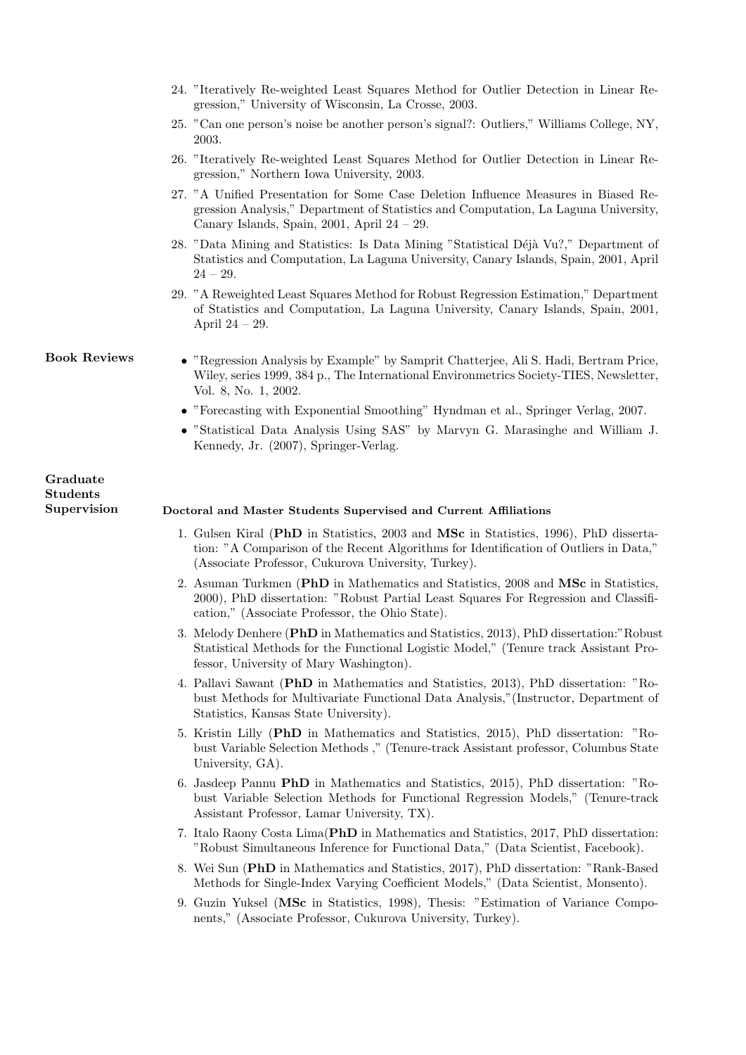24. "Iteratively Re-weighted Least Squares Method for Outlier Detection in Linear Regression," University of Wisconsin, La Crosse, 2003.
25. "Can one person's noise be another person's signal?: Outliers," Williams College, NY, 2003.
26. "Iteratively Re-weighted Least Squares Method for Outlier Detection in Linear Regression," Northern Iowa University, 2003.
27. "A Unified Presentation for Some Case Deletion Influence Measures in Biased Regression Analysis," Department of Statistics and Computation, La Laguna University, Canary Islands, Spain, 2001, April 24 – 29.
28. "Data Mining and Statistics: Is Data Mining "Statistical Déjà Vu?," Department of Statistics and Computation, La Laguna University, Canary Islands, Spain, 2001, April 24 – 29.
29. "A Reweighted Least Squares Method for Robust Regression Estimation," Department of Statistics and Computation, La Laguna University, Canary Islands, Spain, 2001, April 24 – 29.

## Book Reviews

- "Regression Analysis by Example" by Samprit Chatterjee, Ali S. Hadi, Bertram Price, Wiley, series 1999, 384 p., The International Environmetrics Society-TIES, Newsletter, Vol. 8, No. 1, 2002.
- "Forecasting with Exponential Smoothing" Hyndman et al., Springer Verlag, 2007.
- "Statistical Data Analysis Using SAS" by Marvyn G. Marasinghe and William J. Kennedy, Jr. (2007), Springer-Verlag.

## Graduate Students Supervision

**Doctoral and Master Students Supervised and Current Affiliations**

1. Gulsen Kiral (**PhD** in Statistics, 2003 and **MSc** in Statistics, 1996), PhD dissertation: "A Comparison of the Recent Algorithms for Identification of Outliers in Data," (Associate Professor, Cukurova University, Turkey).
2. Asuman Turkmen (**PhD** in Mathematics and Statistics, 2008 and **MSc** in Statistics, 2000), PhD dissertation: "Robust Partial Least Squares For Regression and Classification," (Associate Professor, the Ohio State).
3. Melody Denhere (**PhD** in Mathematics and Statistics, 2013), PhD dissertation:"Robust Statistical Methods for the Functional Logistic Model," (Tenure track Assistant Professor, University of Mary Washington).
4. Pallavi Sawant (**PhD** in Mathematics and Statistics, 2013), PhD dissertation: "Robust Methods for Multivariate Functional Data Analysis,"(Instructor, Department of Statistics, Kansas State University).
5. Kristin Lilly (**PhD** in Mathematics and Statistics, 2015), PhD dissertation: "Robust Variable Selection Methods ," (Tenure-track Assistant professor, Columbus State University, GA).
6. Jasdeep Pannu **PhD** in Mathematics and Statistics, 2015), PhD dissertation: "Robust Variable Selection Methods for Functional Regression Models," (Tenure-track Assistant Professor, Lamar University, TX).
7. Italo Raony Costa Lima(**PhD** in Mathematics and Statistics, 2017, PhD dissertation: "Robust Simultaneous Inference for Functional Data," (Data Scientist, Facebook).
8. Wei Sun (**PhD** in Mathematics and Statistics, 2017), PhD dissertation: "Rank-Based Methods for Single-Index Varying Coefficient Models," (Data Scientist, Monsento).
9. Guzin Yuksel (**MSc** in Statistics, 1998), Thesis: "Estimation of Variance Components," (Associate Professor, Cukurova University, Turkey).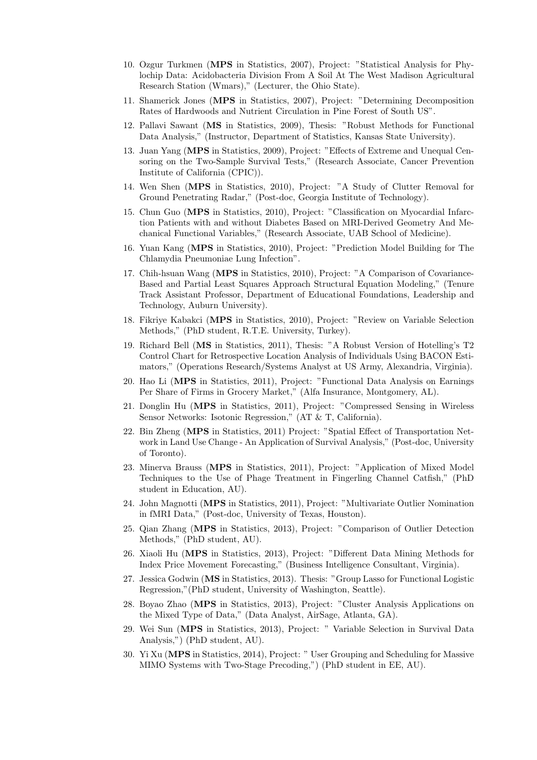10. Ozgur Turkmen (**MPS** in Statistics, 2007), Project: "Statistical Analysis for Phylochip Data: Acidobacteria Division From A Soil At The West Madison Agricultural Research Station (Wmars)," (Lecturer, the Ohio State).

11. Shamerick Jones (**MPS** in Statistics, 2007), Project: "Determining Decomposition Rates of Hardwoods and Nutrient Circulation in Pine Forest of South US".

12. Pallavi Sawant (**MS** in Statistics, 2009), Thesis: "Robust Methods for Functional Data Analysis," (Instructor, Department of Statistics, Kansas State University).

13. Juan Yang (**MPS** in Statistics, 2009), Project: "Effects of Extreme and Unequal Censoring on the Two-Sample Survival Tests," (Research Associate, Cancer Prevention Institute of California (CPIC)).

14. Wen Shen (**MPS** in Statistics, 2010), Project: "A Study of Clutter Removal for Ground Penetrating Radar," (Post-doc, Georgia Institute of Technology).

15. Chun Guo (**MPS** in Statistics, 2010), Project: "Classification on Myocardial Infarction Patients with and without Diabetes Based on MRI-Derived Geometry And Mechanical Functional Variables," (Research Associate, UAB School of Medicine).

16. Yuan Kang (**MPS** in Statistics, 2010), Project: "Prediction Model Building for The Chlamydia Pneumoniae Lung Infection".

17. Chih-hsuan Wang (**MPS** in Statistics, 2010), Project: "A Comparison of Covariance-Based and Partial Least Squares Approach Structural Equation Modeling," (Tenure Track Assistant Professor, Department of Educational Foundations, Leadership and Technology, Auburn University).

18. Fikriye Kabakci (**MPS** in Statistics, 2010), Project: "Review on Variable Selection Methods," (PhD student, R.T.E. University, Turkey).

19. Richard Bell (**MS** in Statistics, 2011), Thesis: "A Robust Version of Hotelling's T2 Control Chart for Retrospective Location Analysis of Individuals Using BACON Estimators," (Operations Research/Systems Analyst at US Army, Alexandria, Virginia).

20. Hao Li (**MPS** in Statistics, 2011), Project: "Functional Data Analysis on Earnings Per Share of Firms in Grocery Market," (Alfa Insurance, Montgomery, AL).

21. Donglin Hu (**MPS** in Statistics, 2011), Project: "Compressed Sensing in Wireless Sensor Networks: Isotonic Regression," (AT & T, California).

22. Bin Zheng (**MPS** in Statistics, 2011) Project: "Spatial Effect of Transportation Network in Land Use Change - An Application of Survival Analysis," (Post-doc, University of Toronto).

23. Minerva Brauss (**MPS** in Statistics, 2011), Project: "Application of Mixed Model Techniques to the Use of Phage Treatment in Fingerling Channel Catfish," (PhD student in Education, AU).

24. John Magnotti (**MPS** in Statistics, 2011), Project: "Multivariate Outlier Nomination in fMRI Data," (Post-doc, University of Texas, Houston).

25. Qian Zhang (**MPS** in Statistics, 2013), Project: "Comparison of Outlier Detection Methods," (PhD student, AU).

26. Xiaoli Hu (**MPS** in Statistics, 2013), Project: "Different Data Mining Methods for Index Price Movement Forecasting," (Business Intelligence Consultant, Virginia).

27. Jessica Godwin (**MS** in Statistics, 2013). Thesis: "Group Lasso for Functional Logistic Regression,"(PhD student, University of Washington, Seattle).

28. Boyao Zhao (**MPS** in Statistics, 2013), Project: "Cluster Analysis Applications on the Mixed Type of Data," (Data Analyst, AirSage, Atlanta, GA).

29. Wei Sun (**MPS** in Statistics, 2013), Project: " Variable Selection in Survival Data Analysis,") (PhD student, AU).

30. Yi Xu (**MPS** in Statistics, 2014), Project: " User Grouping and Scheduling for Massive MIMO Systems with Two-Stage Precoding,") (PhD student in EE, AU).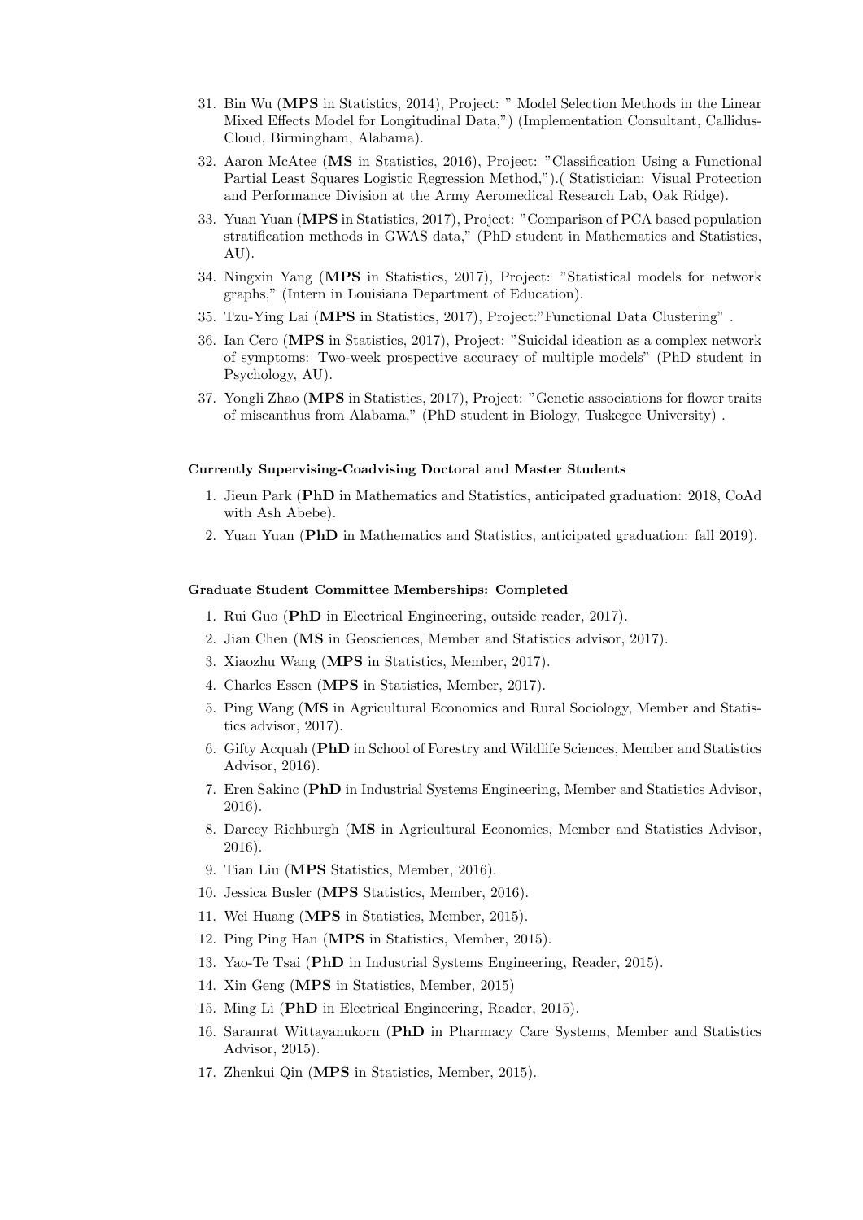31. Bin Wu (**MPS** in Statistics, 2014), Project: " Model Selection Methods in the Linear Mixed Effects Model for Longitudinal Data,") (Implementation Consultant, Callidus-Cloud, Birmingham, Alabama).
32. Aaron McAtee (**MS** in Statistics, 2016), Project: "Classification Using a Functional Partial Least Squares Logistic Regression Method,").( Statistician: Visual Protection and Performance Division at the Army Aeromedical Research Lab, Oak Ridge).
33. Yuan Yuan (**MPS** in Statistics, 2017), Project: "Comparison of PCA based population stratification methods in GWAS data," (PhD student in Mathematics and Statistics, AU).
34. Ningxin Yang (**MPS** in Statistics, 2017), Project: "Statistical models for network graphs," (Intern in Louisiana Department of Education).
35. Tzu-Ying Lai (**MPS** in Statistics, 2017), Project:"Functional Data Clustering" .
36. Ian Cero (**MPS** in Statistics, 2017), Project: "Suicidal ideation as a complex network of symptoms: Two-week prospective accuracy of multiple models" (PhD student in Psychology, AU).
37. Yongli Zhao (**MPS** in Statistics, 2017), Project: "Genetic associations for flower traits of miscanthus from Alabama," (PhD student in Biology, Tuskegee University) .

#### Currently Supervising-Coadvising Doctoral and Master Students

1. Jieun Park (**PhD** in Mathematics and Statistics, anticipated graduation: 2018, CoAd with Ash Abebe).
2. Yuan Yuan (**PhD** in Mathematics and Statistics, anticipated graduation: fall 2019).

#### Graduate Student Committee Memberships: Completed

1. Rui Guo (**PhD** in Electrical Engineering, outside reader, 2017).
2. Jian Chen (**MS** in Geosciences, Member and Statistics advisor, 2017).
3. Xiaozhu Wang (**MPS** in Statistics, Member, 2017).
4. Charles Essen (**MPS** in Statistics, Member, 2017).
5. Ping Wang (**MS** in Agricultural Economics and Rural Sociology, Member and Statistics advisor, 2017).
6. Gifty Acquah (**PhD** in School of Forestry and Wildlife Sciences, Member and Statistics Advisor, 2016).
7. Eren Sakinc (**PhD** in Industrial Systems Engineering, Member and Statistics Advisor, 2016).
8. Darcey Richburgh (**MS** in Agricultural Economics, Member and Statistics Advisor, 2016).
9. Tian Liu (**MPS** Statistics, Member, 2016).
10. Jessica Busler (**MPS** Statistics, Member, 2016).
11. Wei Huang (**MPS** in Statistics, Member, 2015).
12. Ping Ping Han (**MPS** in Statistics, Member, 2015).
13. Yao-Te Tsai (**PhD** in Industrial Systems Engineering, Reader, 2015).
14. Xin Geng (**MPS** in Statistics, Member, 2015)
15. Ming Li (**PhD** in Electrical Engineering, Reader, 2015).
16. Saranrat Wittayanukorn (**PhD** in Pharmacy Care Systems, Member and Statistics Advisor, 2015).
17. Zhenkui Qin (**MPS** in Statistics, Member, 2015).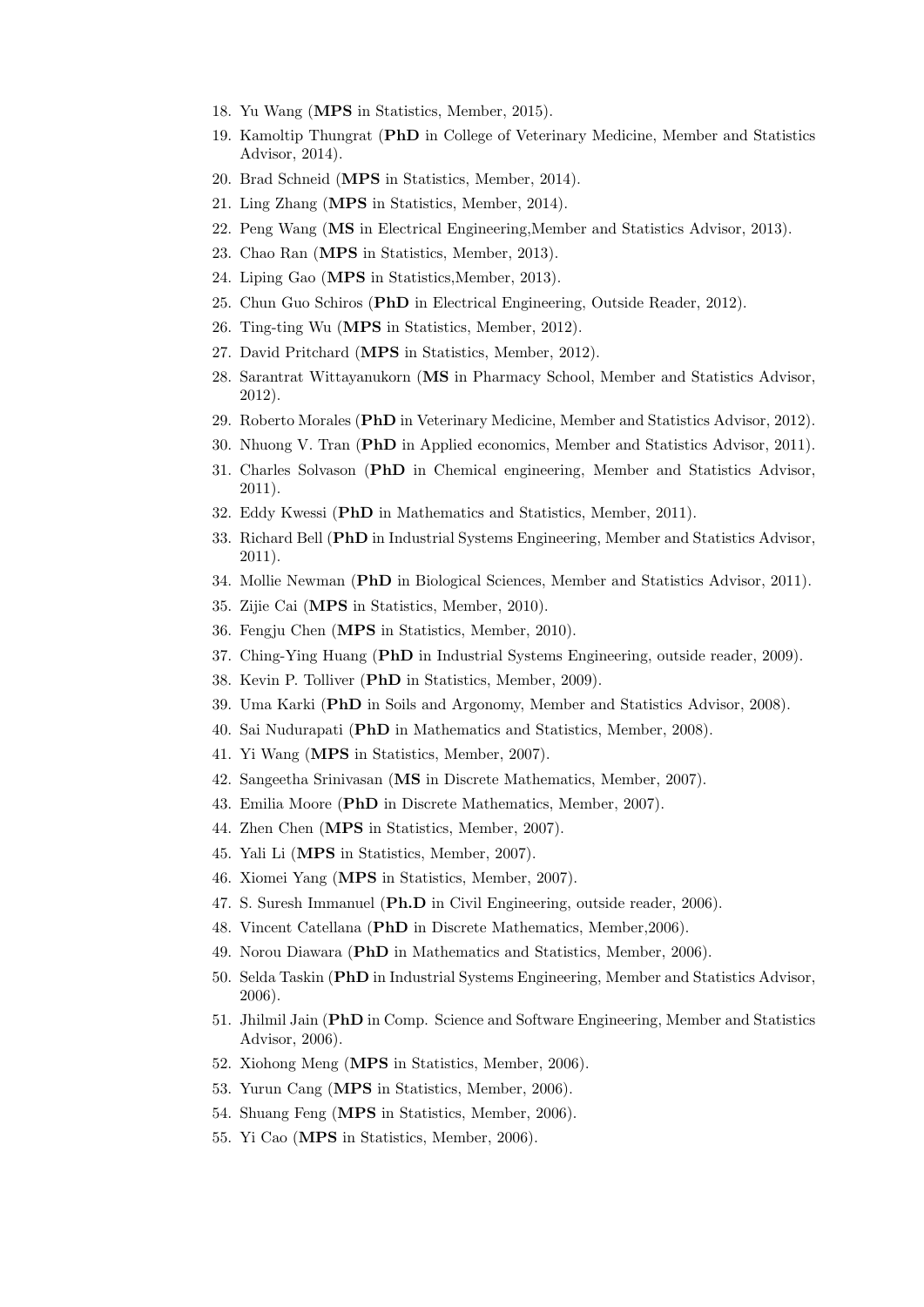18. Yu Wang (**MPS** in Statistics, Member, 2015).
19. Kamoltip Thungrat (**PhD** in College of Veterinary Medicine, Member and Statistics Advisor, 2014).
20. Brad Schneid (**MPS** in Statistics, Member, 2014).
21. Ling Zhang (**MPS** in Statistics, Member, 2014).
22. Peng Wang (**MS** in Electrical Engineering,Member and Statistics Advisor, 2013).
23. Chao Ran (**MPS** in Statistics, Member, 2013).
24. Liping Gao (**MPS** in Statistics,Member, 2013).
25. Chun Guo Schiros (**PhD** in Electrical Engineering, Outside Reader, 2012).
26. Ting-ting Wu (**MPS** in Statistics, Member, 2012).
27. David Pritchard (**MPS** in Statistics, Member, 2012).
28. Sarantrat Wittayanukorn (**MS** in Pharmacy School, Member and Statistics Advisor, 2012).
29. Roberto Morales (**PhD** in Veterinary Medicine, Member and Statistics Advisor, 2012).
30. Nhuong V. Tran (**PhD** in Applied economics, Member and Statistics Advisor, 2011).
31. Charles Solvason (**PhD** in Chemical engineering, Member and Statistics Advisor, 2011).
32. Eddy Kwessi (**PhD** in Mathematics and Statistics, Member, 2011).
33. Richard Bell (**PhD** in Industrial Systems Engineering, Member and Statistics Advisor, 2011).
34. Mollie Newman (**PhD** in Biological Sciences, Member and Statistics Advisor, 2011).
35. Zijie Cai (**MPS** in Statistics, Member, 2010).
36. Fengju Chen (**MPS** in Statistics, Member, 2010).
37. Ching-Ying Huang (**PhD** in Industrial Systems Engineering, outside reader, 2009).
38. Kevin P. Tolliver (**PhD** in Statistics, Member, 2009).
39. Uma Karki (**PhD** in Soils and Argonomy, Member and Statistics Advisor, 2008).
40. Sai Nudurapati (**PhD** in Mathematics and Statistics, Member, 2008).
41. Yi Wang (**MPS** in Statistics, Member, 2007).
42. Sangeetha Srinivasan (**MS** in Discrete Mathematics, Member, 2007).
43. Emilia Moore (**PhD** in Discrete Mathematics, Member, 2007).
44. Zhen Chen (**MPS** in Statistics, Member, 2007).
45. Yali Li (**MPS** in Statistics, Member, 2007).
46. Xiomei Yang (**MPS** in Statistics, Member, 2007).
47. S. Suresh Immanuel (**Ph.D** in Civil Engineering, outside reader, 2006).
48. Vincent Catellana (**PhD** in Discrete Mathematics, Member,2006).
49. Norou Diawara (**PhD** in Mathematics and Statistics, Member, 2006).
50. Selda Taskin (**PhD** in Industrial Systems Engineering, Member and Statistics Advisor, 2006).
51. Jhilmil Jain (**PhD** in Comp. Science and Software Engineering, Member and Statistics Advisor, 2006).
52. Xiohong Meng (**MPS** in Statistics, Member, 2006).
53. Yurun Cang (**MPS** in Statistics, Member, 2006).
54. Shuang Feng (**MPS** in Statistics, Member, 2006).
55. Yi Cao (**MPS** in Statistics, Member, 2006).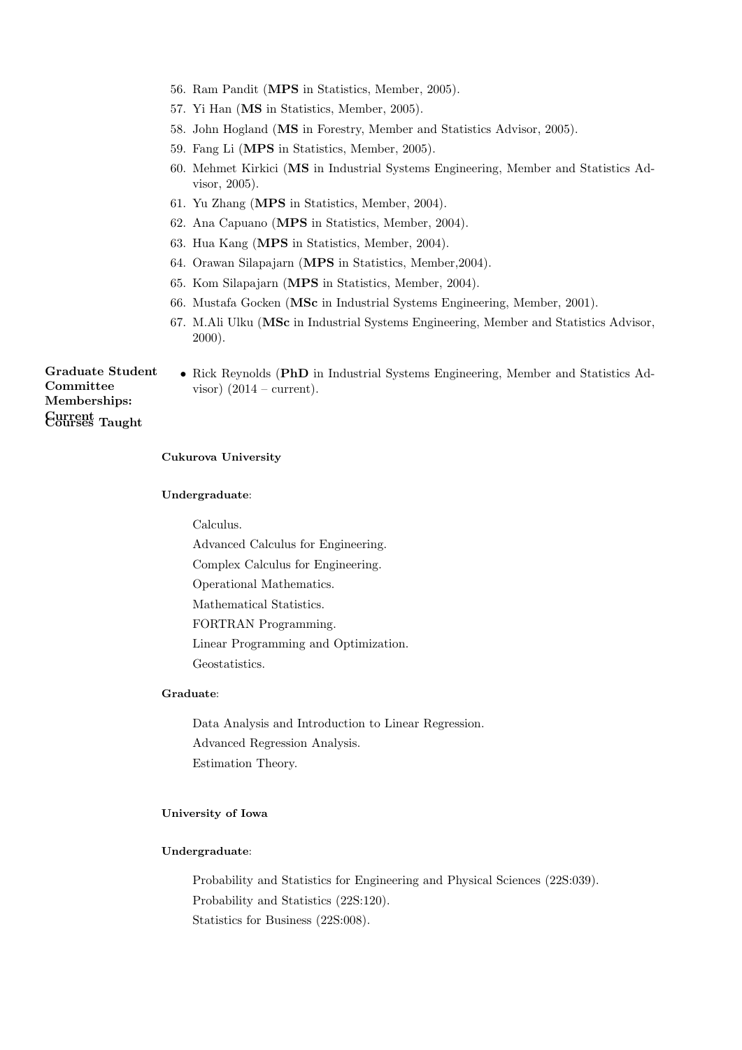56. Ram Pandit (**MPS** in Statistics, Member, 2005).
57. Yi Han (**MS** in Statistics, Member, 2005).
58. John Hogland (**MS** in Forestry, Member and Statistics Advisor, 2005).
59. Fang Li (**MPS** in Statistics, Member, 2005).
60. Mehmet Kirkici (**MS** in Industrial Systems Engineering, Member and Statistics Advisor, 2005).
61. Yu Zhang (**MPS** in Statistics, Member, 2004).
62. Ana Capuano (**MPS** in Statistics, Member, 2004).
63. Hua Kang (**MPS** in Statistics, Member, 2004).
64. Orawan Silapajarn (**MPS** in Statistics, Member,2004).
65. Kom Silapajarn (**MPS** in Statistics, Member, 2004).
66. Mustafa Gocken (**MSc** in Industrial Systems Engineering, Member, 2001).
67. M.Ali Ulku (**MSc** in Industrial Systems Engineering, Member and Statistics Advisor, 2000).

**Graduate Student Committee Memberships: Current**

- Rick Reynolds (**PhD** in Industrial Systems Engineering, Member and Statistics Advisor) (2014 – current).

**Courses Taught**

**Cukurova University**

**Undergraduate**:

Calculus.
Advanced Calculus for Engineering.
Complex Calculus for Engineering.
Operational Mathematics.
Mathematical Statistics.
FORTRAN Programming.
Linear Programming and Optimization.
Geostatistics.

**Graduate**:

Data Analysis and Introduction to Linear Regression.
Advanced Regression Analysis.
Estimation Theory.

**University of Iowa**

**Undergraduate**:

Probability and Statistics for Engineering and Physical Sciences (22S:039).
Probability and Statistics (22S:120).
Statistics for Business (22S:008).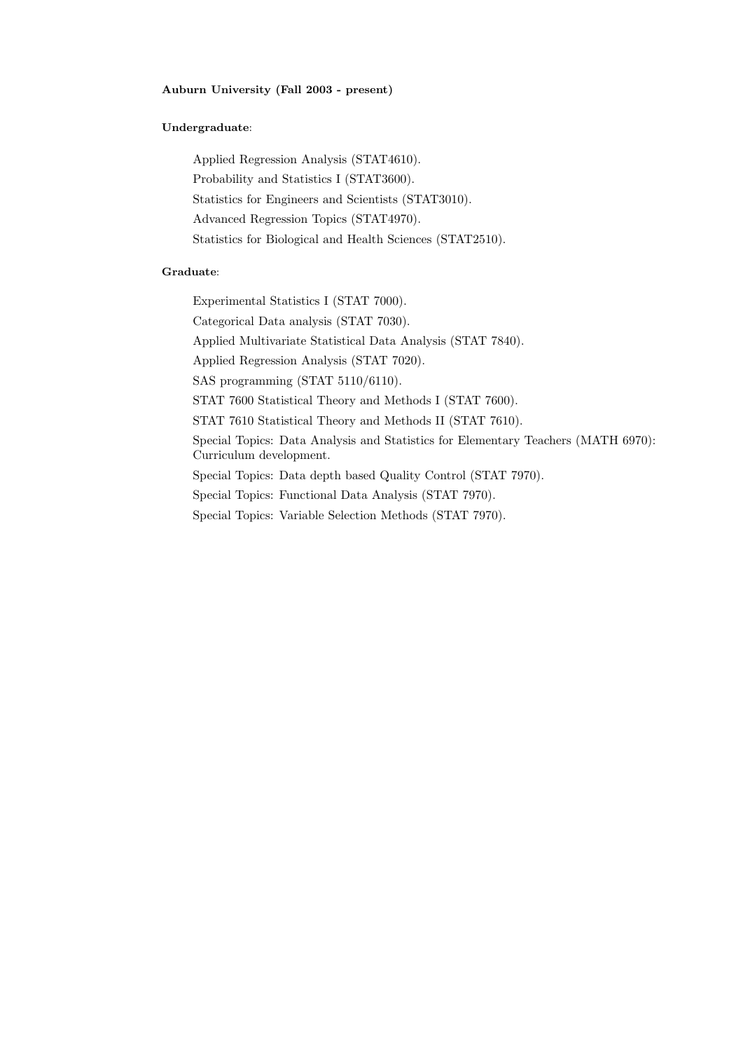**Auburn University (Fall 2003 - present)**

**Undergraduate**:

Applied Regression Analysis (STAT4610).

Probability and Statistics I (STAT3600).

Statistics for Engineers and Scientists (STAT3010).

Advanced Regression Topics (STAT4970).

Statistics for Biological and Health Sciences (STAT2510).

**Graduate**:

Experimental Statistics I (STAT 7000).

Categorical Data analysis (STAT 7030).

Applied Multivariate Statistical Data Analysis (STAT 7840).

Applied Regression Analysis (STAT 7020).

SAS programming (STAT 5110/6110).

STAT 7600 Statistical Theory and Methods I (STAT 7600).

STAT 7610 Statistical Theory and Methods II (STAT 7610).

Special Topics: Data Analysis and Statistics for Elementary Teachers (MATH 6970): Curriculum development.

Special Topics: Data depth based Quality Control (STAT 7970).

Special Topics: Functional Data Analysis (STAT 7970).

Special Topics: Variable Selection Methods (STAT 7970).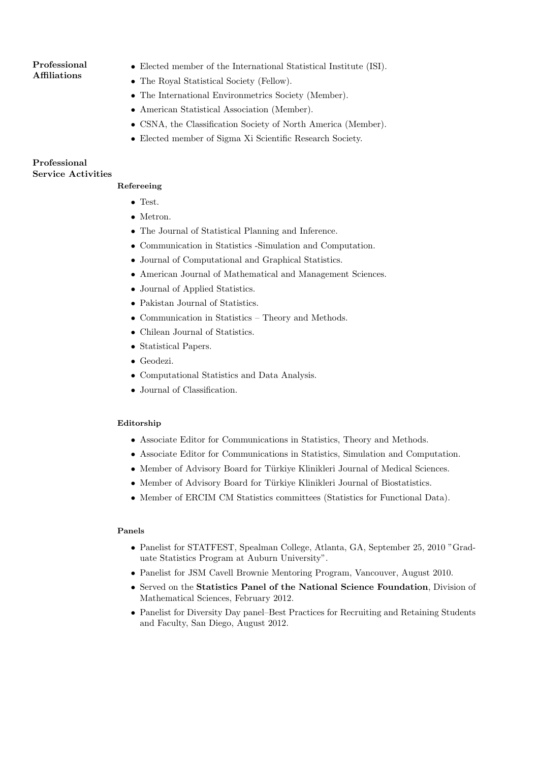## Professional Affiliations

- Elected member of the International Statistical Institute (ISI).
- The Royal Statistical Society (Fellow).
- The International Environmetrics Society (Member).
- American Statistical Association (Member).
- CSNA, the Classification Society of North America (Member).
- Elected member of Sigma Xi Scientific Research Society.

## Professional Service Activities

### Refereeing

- Test.
- Metron.
- The Journal of Statistical Planning and Inference.
- Communication in Statistics -Simulation and Computation.
- Journal of Computational and Graphical Statistics.
- American Journal of Mathematical and Management Sciences.
- Journal of Applied Statistics.
- Pakistan Journal of Statistics.
- Communication in Statistics – Theory and Methods.
- Chilean Journal of Statistics.
- Statistical Papers.
- Geodezi.
- Computational Statistics and Data Analysis.
- Journal of Classification.

### Editorship

- Associate Editor for Communications in Statistics, Theory and Methods.
- Associate Editor for Communications in Statistics, Simulation and Computation.
- Member of Advisory Board for Türkiye Klinikleri Journal of Medical Sciences.
- Member of Advisory Board for Türkiye Klinikleri Journal of Biostatistics.
- Member of ERCIM CM Statistics committees (Statistics for Functional Data).

### Panels

- Panelist for STATFEST, Spealman College, Atlanta, GA, September 25, 2010 "Graduate Statistics Program at Auburn University".
- Panelist for JSM Cavell Brownie Mentoring Program, Vancouver, August 2010.
- Served on the **Statistics Panel of the National Science Foundation**, Division of Mathematical Sciences, February 2012.
- Panelist for Diversity Day panel–Best Practices for Recruiting and Retaining Students and Faculty, San Diego, August 2012.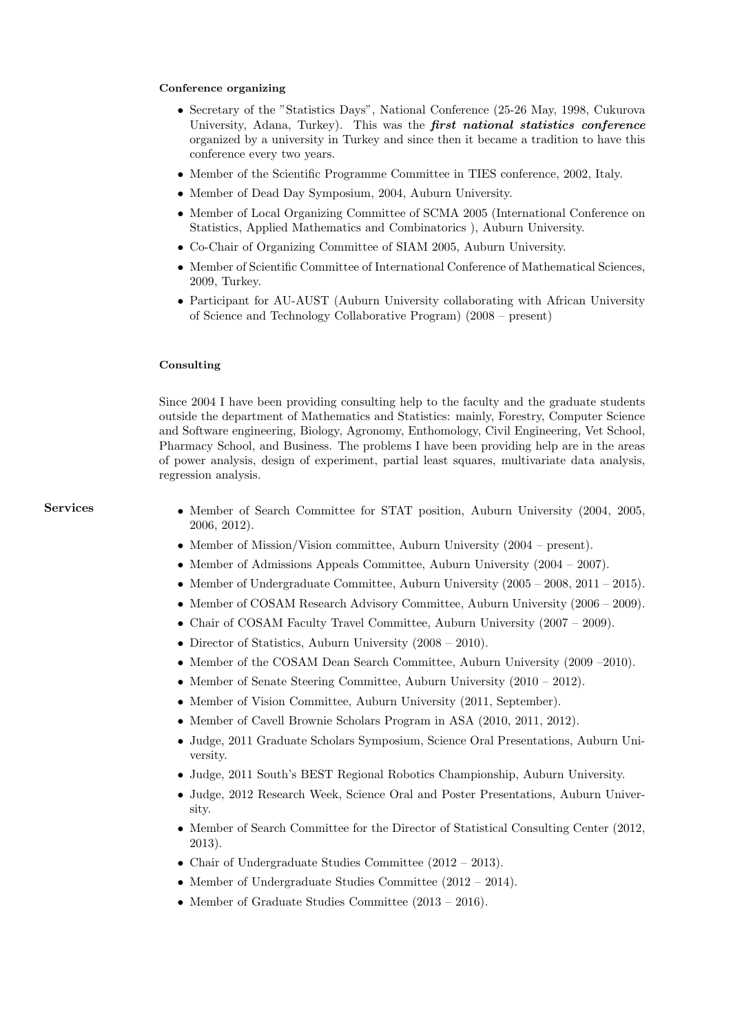### Conference organizing

- Secretary of the "Statistics Days", National Conference (25-26 May, 1998, Cukurova University, Adana, Turkey). This was the ***first national statistics conference*** organized by a university in Turkey and since then it became a tradition to have this conference every two years.
- Member of the Scientific Programme Committee in TIES conference, 2002, Italy.
- Member of Dead Day Symposium, 2004, Auburn University.
- Member of Local Organizing Committee of SCMA 2005 (International Conference on Statistics, Applied Mathematics and Combinatorics ), Auburn University.
- Co-Chair of Organizing Committee of SIAM 2005, Auburn University.
- Member of Scientific Committee of International Conference of Mathematical Sciences, 2009, Turkey.
- Participant for AU-AUST (Auburn University collaborating with African University of Science and Technology Collaborative Program) (2008 – present)

### Consulting

Since 2004 I have been providing consulting help to the faculty and the graduate students outside the department of Mathematics and Statistics: mainly, Forestry, Computer Science and Software engineering, Biology, Agronomy, Enthomology, Civil Engineering, Vet School, Pharmacy School, and Business. The problems I have been providing help are in the areas of power analysis, design of experiment, partial least squares, multivariate data analysis, regression analysis.

## Services

- Member of Search Committee for STAT position, Auburn University (2004, 2005, 2006, 2012).
- Member of Mission/Vision committee, Auburn University (2004 – present).
- Member of Admissions Appeals Committee, Auburn University (2004 – 2007).
- Member of Undergraduate Committee, Auburn University (2005 – 2008, 2011 – 2015).
- Member of COSAM Research Advisory Committee, Auburn University (2006 – 2009).
- Chair of COSAM Faculty Travel Committee, Auburn University (2007 – 2009).
- Director of Statistics, Auburn University (2008 – 2010).
- Member of the COSAM Dean Search Committee, Auburn University (2009 –2010).
- Member of Senate Steering Committee, Auburn University (2010 – 2012).
- Member of Vision Committee, Auburn University (2011, September).
- Member of Cavell Brownie Scholars Program in ASA (2010, 2011, 2012).
- Judge, 2011 Graduate Scholars Symposium, Science Oral Presentations, Auburn University.
- Judge, 2011 South's BEST Regional Robotics Championship, Auburn University.
- Judge, 2012 Research Week, Science Oral and Poster Presentations, Auburn University.
- Member of Search Committee for the Director of Statistical Consulting Center (2012, 2013).
- Chair of Undergraduate Studies Committee (2012 – 2013).
- Member of Undergraduate Studies Committee (2012 – 2014).
- Member of Graduate Studies Committee (2013 – 2016).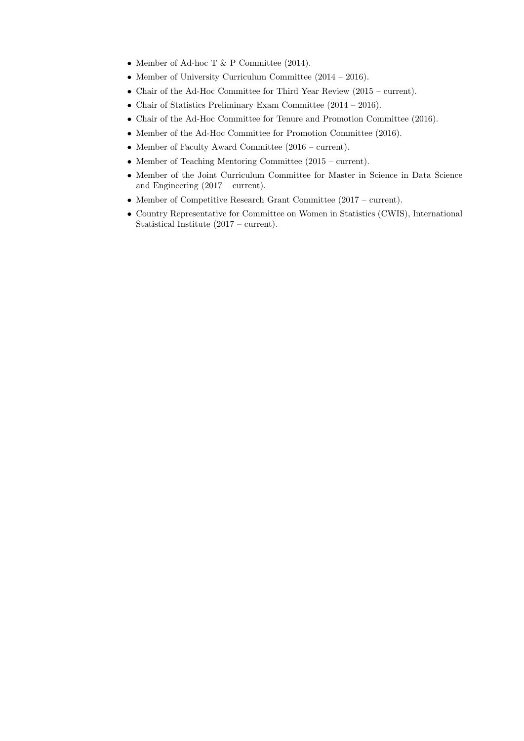- Member of Ad-hoc T & P Committee (2014).
- Member of University Curriculum Committee (2014 – 2016).
- Chair of the Ad-Hoc Committee for Third Year Review (2015 – current).
- Chair of Statistics Preliminary Exam Committee (2014 – 2016).
- Chair of the Ad-Hoc Committee for Tenure and Promotion Committee (2016).
- Member of the Ad-Hoc Committee for Promotion Committee (2016).
- Member of Faculty Award Committee (2016 – current).
- Member of Teaching Mentoring Committee (2015 – current).
- Member of the Joint Curriculum Committee for Master in Science in Data Science and Engineering (2017 – current).
- Member of Competitive Research Grant Committee (2017 – current).
- Country Representative for Committee on Women in Statistics (CWIS), International Statistical Institute (2017 – current).